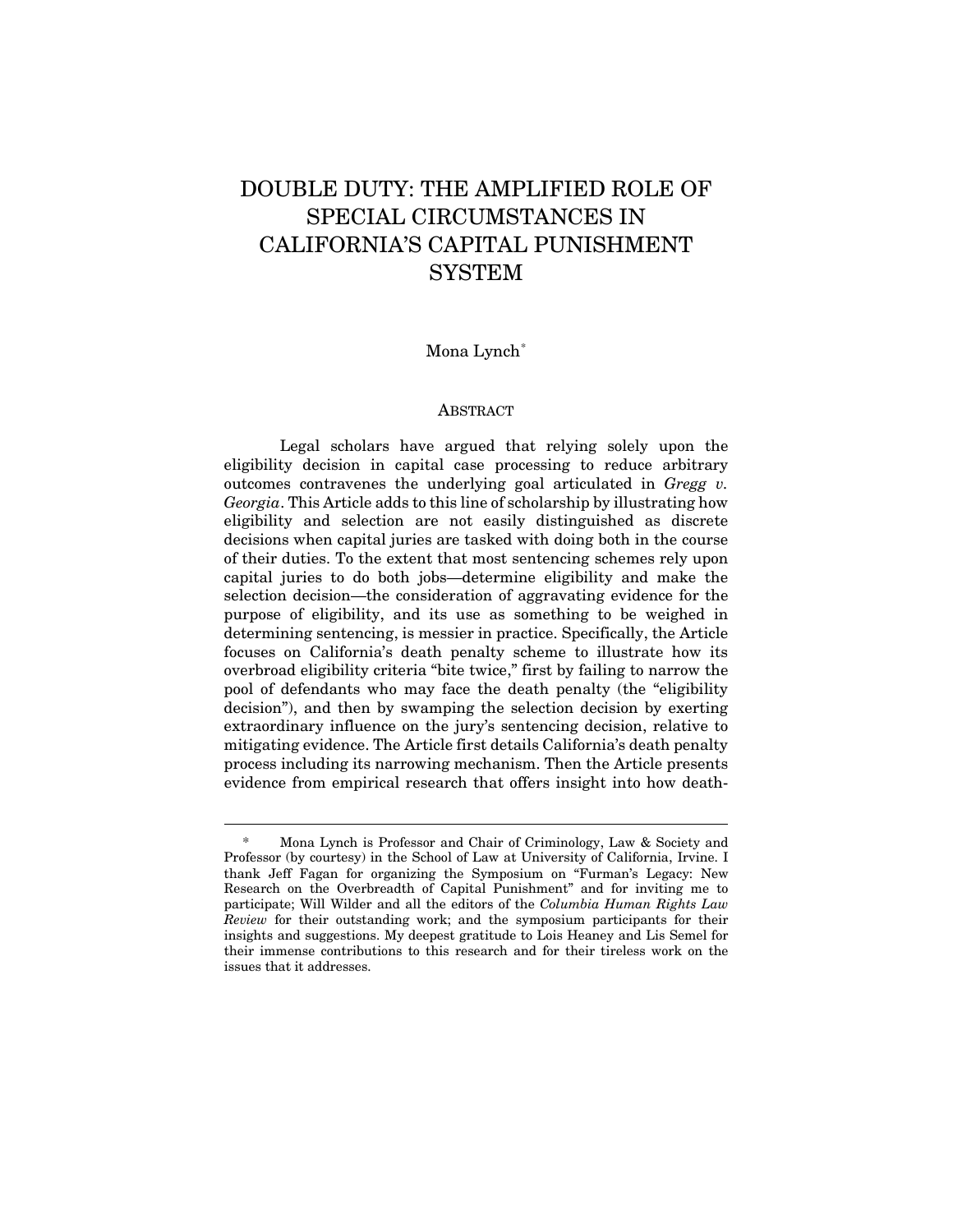# DOUBLE DUTY: THE AMPLIFIED ROLE OF SPECIAL CIRCUMSTANCES IN CALIFORNIA'S CAPITAL PUNISHMENT SYSTEM

Mona Lynch*

## ABSTRACT

Legal scholars have argued that relying solely upon the eligibility decision in capital case processing to reduce arbitrary outcomes contravenes the underlying goal articulated in *Gregg v. Georgia*. This Article adds to this line of scholarship by illustrating how eligibility and selection are not easily distinguished as discrete decisions when capital juries are tasked with doing both in the course of their duties. To the extent that most sentencing schemes rely upon capital juries to do both jobs—determine eligibility and make the selection decision—the consideration of aggravating evidence for the purpose of eligibility, and its use as something to be weighed in determining sentencing, is messier in practice. Specifically, the Article focuses on California's death penalty scheme to illustrate how its overbroad eligibility criteria "bite twice," first by failing to narrow the pool of defendants who may face the death penalty (the "eligibility decision"), and then by swamping the selection decision by exerting extraordinary influence on the jury's sentencing decision, relative to mitigating evidence. The Article first details California's death penalty process including its narrowing mechanism. Then the Article presents evidence from empirical research that offers insight into how death-

---

\* Mona Lynch is Professor and Chair of Criminology, Law & Society and Professor (by courtesy) in the School of Law at University of California, Irvine. I thank Jeff Fagan for organizing the Symposium on "Furman's Legacy: New Research on the Overbreadth of Capital Punishment" and for inviting me to participate; Will Wilder and all the editors of the *Columbia Human Rights Law Review* for their outstanding work; and the symposium participants for their insights and suggestions. My deepest gratitude to Lois Heaney and Lis Semel for their immense contributions to this research and for their tireless work on the issues that it addresses.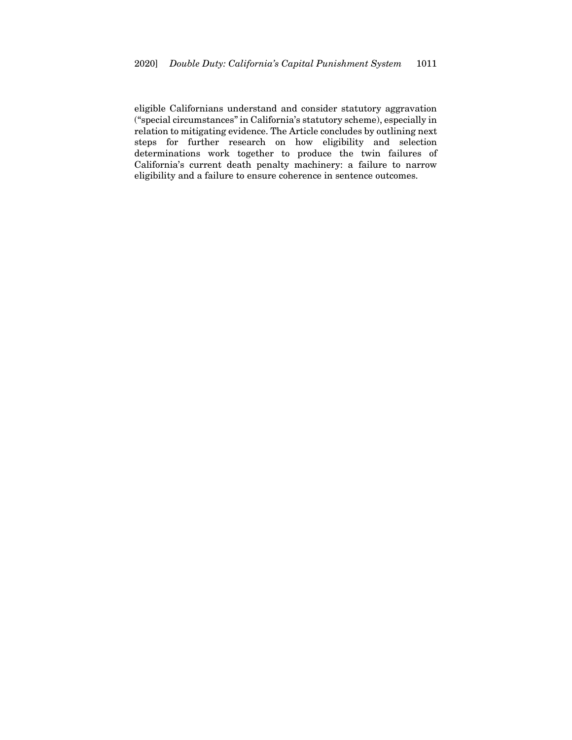eligible Californians understand and consider statutory aggravation ("special circumstances" in California's statutory scheme), especially in relation to mitigating evidence. The Article concludes by outlining next steps for further research on how eligibility and selection determinations work together to produce the twin failures of California's current death penalty machinery: a failure to narrow eligibility and a failure to ensure coherence in sentence outcomes.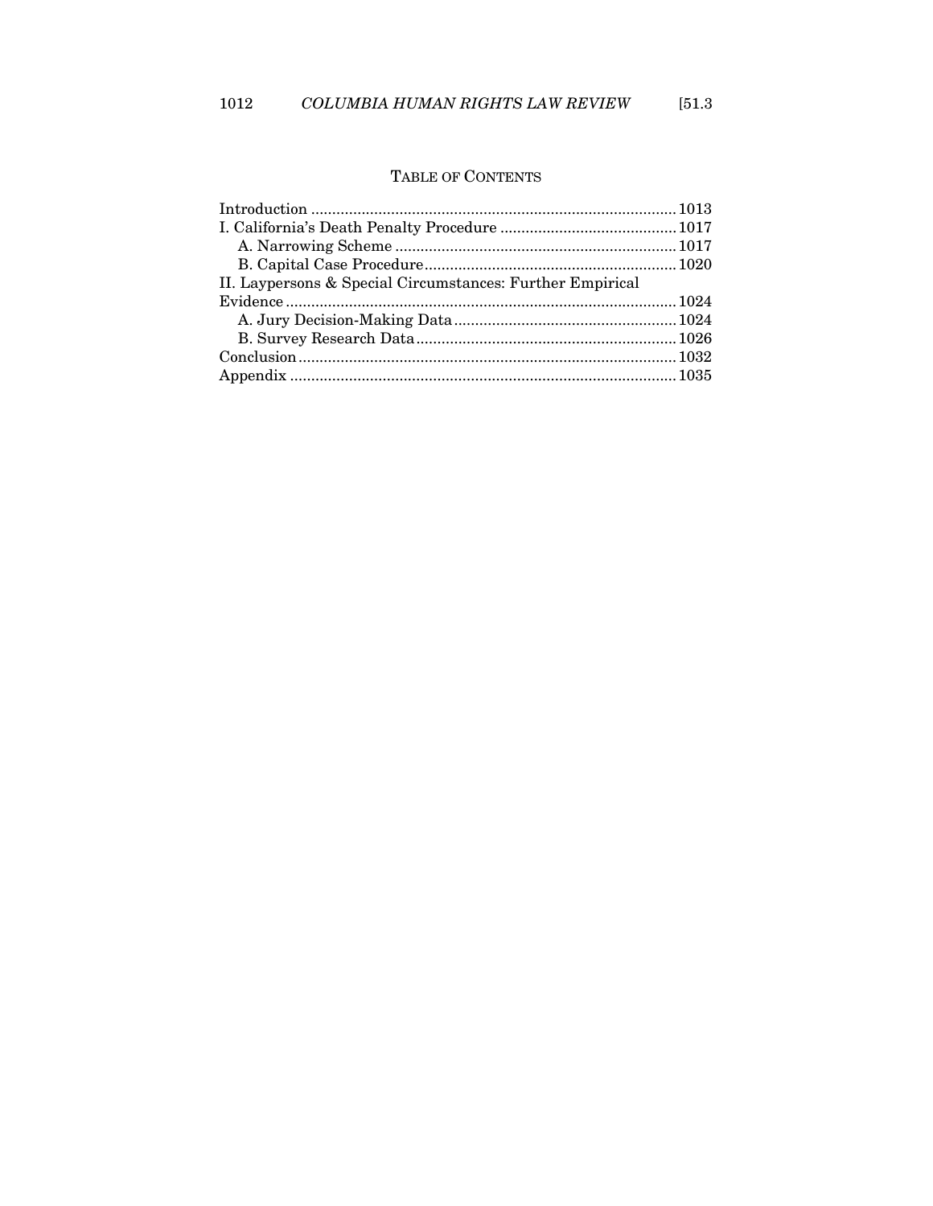## TABLE OF CONTENTS

Introduction ........................................................................................ 1013
I. California's Death Penalty Procedure .......................................... 1017
  A. Narrowing Scheme .................................................................. 1017
  B. Capital Case Procedure ........................................................... 1020
II. Laypersons & Special Circumstances: Further Empirical Evidence ............................................................................................ 1024
  A. Jury Decision-Making Data ..................................................... 1024
  B. Survey Research Data ............................................................. 1026
Conclusion .......................................................................................... 1032
Appendix ............................................................................................ 1035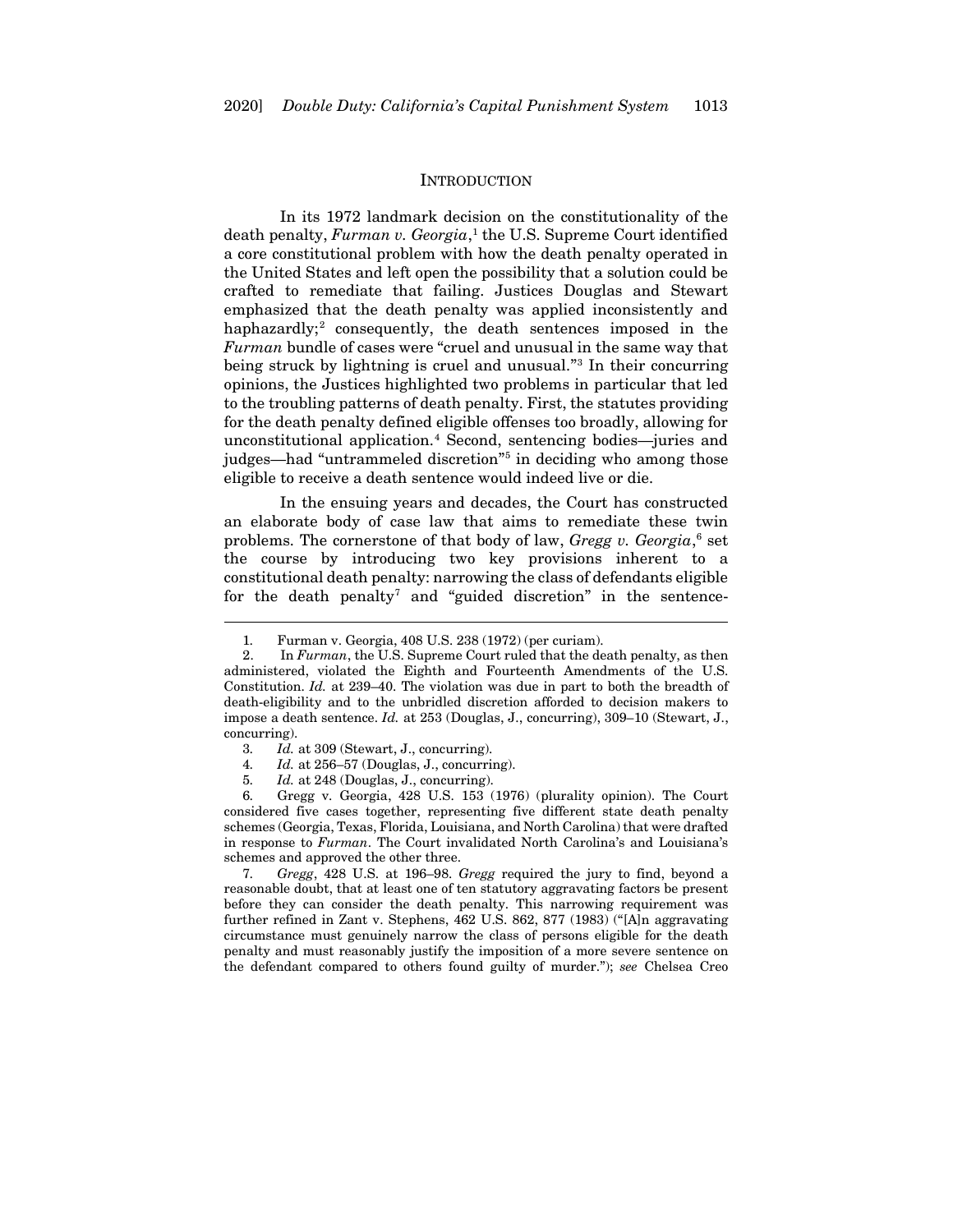## INTRODUCTION

In its 1972 landmark decision on the constitutionality of the death penalty, *Furman v. Georgia*,[1] the U.S. Supreme Court identified a core constitutional problem with how the death penalty operated in the United States and left open the possibility that a solution could be crafted to remediate that failing. Justices Douglas and Stewart emphasized that the death penalty was applied inconsistently and haphazardly;[2] consequently, the death sentences imposed in the *Furman* bundle of cases were "cruel and unusual in the same way that being struck by lightning is cruel and unusual."[3] In their concurring opinions, the Justices highlighted two problems in particular that led to the troubling patterns of death penalty. First, the statutes providing for the death penalty defined eligible offenses too broadly, allowing for unconstitutional application.[4] Second, sentencing bodies—juries and judges—had "untrammeled discretion"[5] in deciding who among those eligible to receive a death sentence would indeed live or die.

In the ensuing years and decades, the Court has constructed an elaborate body of case law that aims to remediate these twin problems. The cornerstone of that body of law, *Gregg v. Georgia*,[6] set the course by introducing two key provisions inherent to a constitutional death penalty: narrowing the class of defendants eligible for the death penalty[7] and "guided discretion" in the sentence-

---

1. Furman v. Georgia, 408 U.S. 238 (1972) (per curiam).

2. In *Furman*, the U.S. Supreme Court ruled that the death penalty, as then administered, violated the Eighth and Fourteenth Amendments of the U.S. Constitution. *Id.* at 239–40. The violation was due in part to both the breadth of death-eligibility and to the unbridled discretion afforded to decision makers to impose a death sentence. *Id.* at 253 (Douglas, J., concurring), 309–10 (Stewart, J., concurring).

3. *Id.* at 309 (Stewart, J., concurring).

4. *Id.* at 256–57 (Douglas, J., concurring).

5. *Id.* at 248 (Douglas, J., concurring).

6. Gregg v. Georgia, 428 U.S. 153 (1976) (plurality opinion). The Court considered five cases together, representing five different state death penalty schemes (Georgia, Texas, Florida, Louisiana, and North Carolina) that were drafted in response to *Furman*. The Court invalidated North Carolina's and Louisiana's schemes and approved the other three.

7. *Gregg*, 428 U.S. at 196–98. *Gregg* required the jury to find, beyond a reasonable doubt, that at least one of ten statutory aggravating factors be present before they can consider the death penalty. This narrowing requirement was further refined in Zant v. Stephens, 462 U.S. 862, 877 (1983) ("[A]n aggravating circumstance must genuinely narrow the class of persons eligible for the death penalty and must reasonably justify the imposition of a more severe sentence on the defendant compared to others found guilty of murder."); *see* Chelsea Creo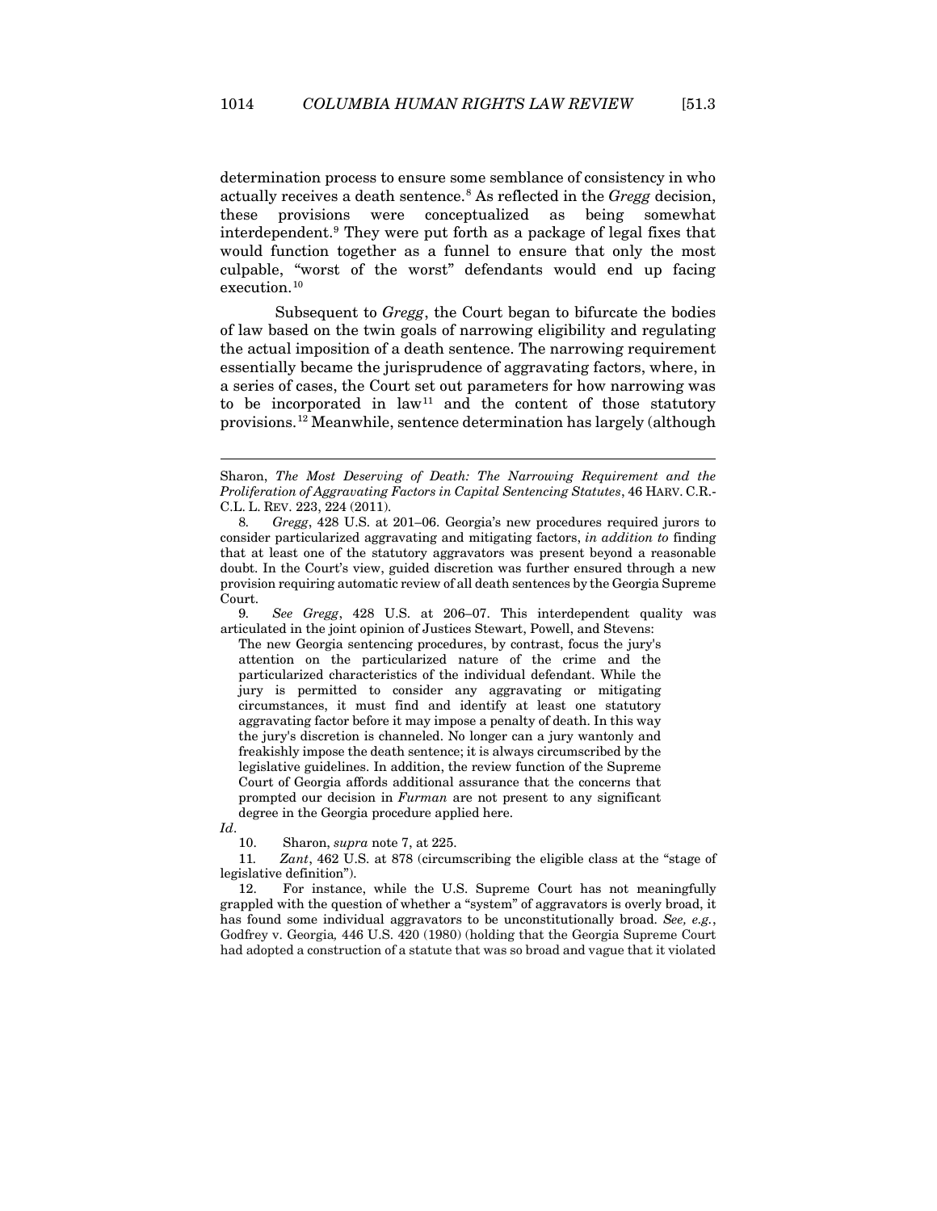determination process to ensure some semblance of consistency in who actually receives a death sentence.[8] As reflected in the *Gregg* decision, these provisions were conceptualized as being somewhat interdependent.[9] They were put forth as a package of legal fixes that would function together as a funnel to ensure that only the most culpable, "worst of the worst" defendants would end up facing execution.[10]

Subsequent to *Gregg*, the Court began to bifurcate the bodies of law based on the twin goals of narrowing eligibility and regulating the actual imposition of a death sentence. The narrowing requirement essentially became the jurisprudence of aggravating factors, where, in a series of cases, the Court set out parameters for how narrowing was to be incorporated in law[11] and the content of those statutory provisions.[12] Meanwhile, sentence determination has largely (although

---

Sharon, *The Most Deserving of Death: The Narrowing Requirement and the Proliferation of Aggravating Factors in Capital Sentencing Statutes*, 46 HARV. C.R.-C.L. L. REV. 223, 224 (2011).

8. *Gregg*, 428 U.S. at 201–06. Georgia's new procedures required jurors to consider particularized aggravating and mitigating factors, *in addition to* finding that at least one of the statutory aggravators was present beyond a reasonable doubt. In the Court's view, guided discretion was further ensured through a new provision requiring automatic review of all death sentences by the Georgia Supreme Court.

9. *See Gregg*, 428 U.S. at 206–07. This interdependent quality was articulated in the joint opinion of Justices Stewart, Powell, and Stevens:

> The new Georgia sentencing procedures, by contrast, focus the jury's attention on the particularized nature of the crime and the particularized characteristics of the individual defendant. While the jury is permitted to consider any aggravating or mitigating circumstances, it must find and identify at least one statutory aggravating factor before it may impose a penalty of death. In this way the jury's discretion is channeled. No longer can a jury wantonly and freakishly impose the death sentence; it is always circumscribed by the legislative guidelines. In addition, the review function of the Supreme Court of Georgia affords additional assurance that the concerns that prompted our decision in *Furman* are not present to any significant degree in the Georgia procedure applied here.

*Id*.

10. Sharon, *supra* note 7, at 225.

11. *Zant*, 462 U.S. at 878 (circumscribing the eligible class at the "stage of legislative definition").

12. For instance, while the U.S. Supreme Court has not meaningfully grappled with the question of whether a "system" of aggravators is overly broad, it has found some individual aggravators to be unconstitutionally broad. *See, e.g.*, Godfrey v. Georgia*,* 446 U.S. 420 (1980) (holding that the Georgia Supreme Court had adopted a construction of a statute that was so broad and vague that it violated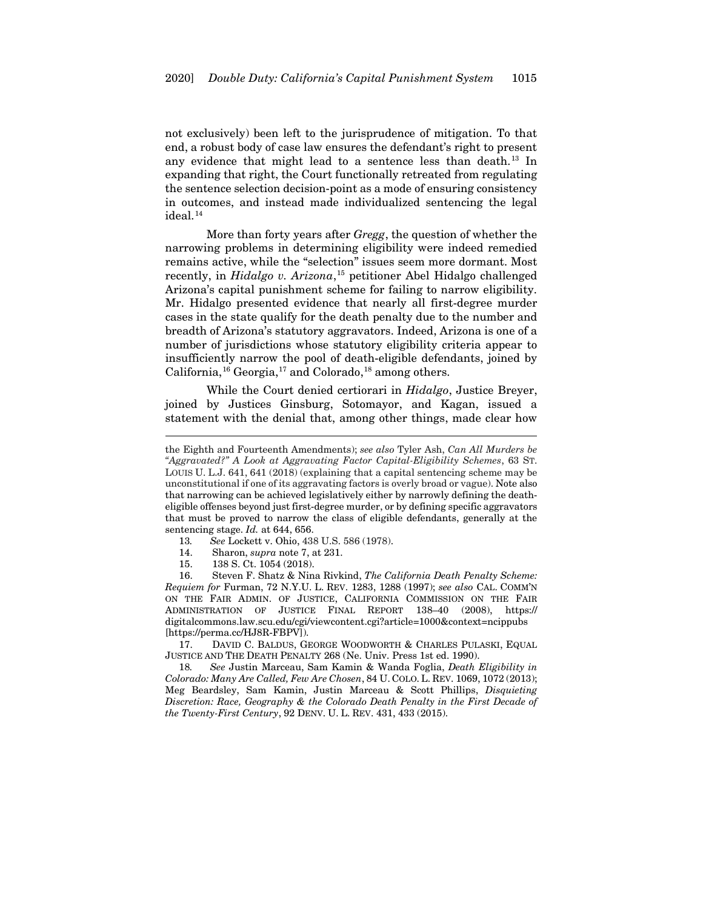not exclusively) been left to the jurisprudence of mitigation. To that end, a robust body of case law ensures the defendant's right to present any evidence that might lead to a sentence less than death.[13] In expanding that right, the Court functionally retreated from regulating the sentence selection decision-point as a mode of ensuring consistency in outcomes, and instead made individualized sentencing the legal ideal.[14]

More than forty years after *Gregg*, the question of whether the narrowing problems in determining eligibility were indeed remedied remains active, while the "selection" issues seem more dormant. Most recently, in *Hidalgo v. Arizona*,[15] petitioner Abel Hidalgo challenged Arizona's capital punishment scheme for failing to narrow eligibility. Mr. Hidalgo presented evidence that nearly all first-degree murder cases in the state qualify for the death penalty due to the number and breadth of Arizona's statutory aggravators. Indeed, Arizona is one of a number of jurisdictions whose statutory eligibility criteria appear to insufficiently narrow the pool of death-eligible defendants, joined by California,[16] Georgia,[17] and Colorado,[18] among others.

While the Court denied certiorari in *Hidalgo*, Justice Breyer, joined by Justices Ginsburg, Sotomayor, and Kagan, issued a statement with the denial that, among other things, made clear how

---

the Eighth and Fourteenth Amendments); *see also* Tyler Ash, *Can All Murders be "Aggravated?" A Look at Aggravating Factor Capital-Eligibility Schemes*, 63 ST. LOUIS U. L.J. 641, 641 (2018) (explaining that a capital sentencing scheme may be unconstitutional if one of its aggravating factors is overly broad or vague). Note also that narrowing can be achieved legislatively either by narrowly defining the death-eligible offenses beyond just first-degree murder, or by defining specific aggravators that must be proved to narrow the class of eligible defendants, generally at the sentencing stage. *Id.* at 644, 656.

13. *See* Lockett v. Ohio, 438 U.S. 586 (1978).

14. Sharon, *supra* note 7, at 231.

15. 138 S. Ct. 1054 (2018).

16. Steven F. Shatz & Nina Rivkind, *The California Death Penalty Scheme: Requiem for* Furman, 72 N.Y.U. L. REV. 1283, 1288 (1997); *see also* CAL. COMM'N ON THE FAIR ADMIN. OF JUSTICE, CALIFORNIA COMMISSION ON THE FAIR ADMINISTRATION OF JUSTICE FINAL REPORT 138–40 (2008), https://digitalcommons.law.scu.edu/cgi/viewcontent.cgi?article=1000&context=ncippubs [https://perma.cc/HJ8R-FBPV]).

17. DAVID C. BALDUS, GEORGE WOODWORTH & CHARLES PULASKI, EQUAL JUSTICE AND THE DEATH PENALTY 268 (Ne. Univ. Press 1st ed. 1990).

18. *See* Justin Marceau, Sam Kamin & Wanda Foglia, *Death Eligibility in Colorado: Many Are Called, Few Are Chosen*, 84 U. COLO. L. REV. 1069, 1072 (2013); Meg Beardsley, Sam Kamin, Justin Marceau & Scott Phillips, *Disquieting Discretion: Race, Geography & the Colorado Death Penalty in the First Decade of the Twenty-First Century*, 92 DENV. U. L. REV. 431, 433 (2015).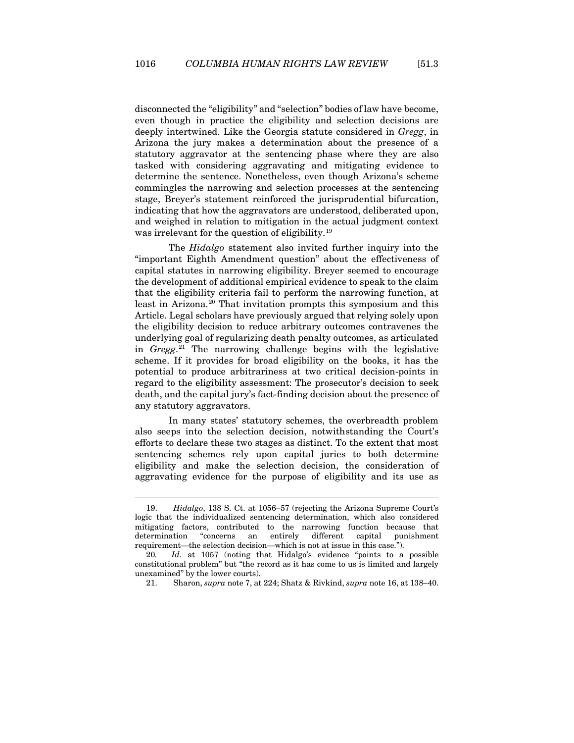disconnected the "eligibility" and "selection" bodies of law have become, even though in practice the eligibility and selection decisions are deeply intertwined. Like the Georgia statute considered in *Gregg*, in Arizona the jury makes a determination about the presence of a statutory aggravator at the sentencing phase where they are also tasked with considering aggravating and mitigating evidence to determine the sentence. Nonetheless, even though Arizona's scheme commingles the narrowing and selection processes at the sentencing stage, Breyer's statement reinforced the jurisprudential bifurcation, indicating that how the aggravators are understood, deliberated upon, and weighed in relation to mitigation in the actual judgment context was irrelevant for the question of eligibility.[19]

The *Hidalgo* statement also invited further inquiry into the "important Eighth Amendment question" about the effectiveness of capital statutes in narrowing eligibility. Breyer seemed to encourage the development of additional empirical evidence to speak to the claim that the eligibility criteria fail to perform the narrowing function, at least in Arizona.[20] That invitation prompts this symposium and this Article. Legal scholars have previously argued that relying solely upon the eligibility decision to reduce arbitrary outcomes contravenes the underlying goal of regularizing death penalty outcomes, as articulated in *Gregg*.[21] The narrowing challenge begins with the legislative scheme. If it provides for broad eligibility on the books, it has the potential to produce arbitrariness at two critical decision-points in regard to the eligibility assessment: The prosecutor's decision to seek death, and the capital jury's fact-finding decision about the presence of any statutory aggravators.

In many states' statutory schemes, the overbreadth problem also seeps into the selection decision, notwithstanding the Court's efforts to declare these two stages as distinct. To the extent that most sentencing schemes rely upon capital juries to both determine eligibility and make the selection decision, the consideration of aggravating evidence for the purpose of eligibility and its use as

---

19. *Hidalgo*, 138 S. Ct. at 1056–57 (rejecting the Arizona Supreme Court's logic that the individualized sentencing determination, which also considered mitigating factors, contributed to the narrowing function because that determination "concerns an entirely different capital punishment requirement—the selection decision—which is not at issue in this case.").

20. *Id.* at 1057 (noting that Hidalgo's evidence "points to a possible constitutional problem" but "the record as it has come to us is limited and largely unexamined" by the lower courts).

21. Sharon, *supra* note 7, at 224; Shatz & Rivkind, *supra* note 16, at 138–40.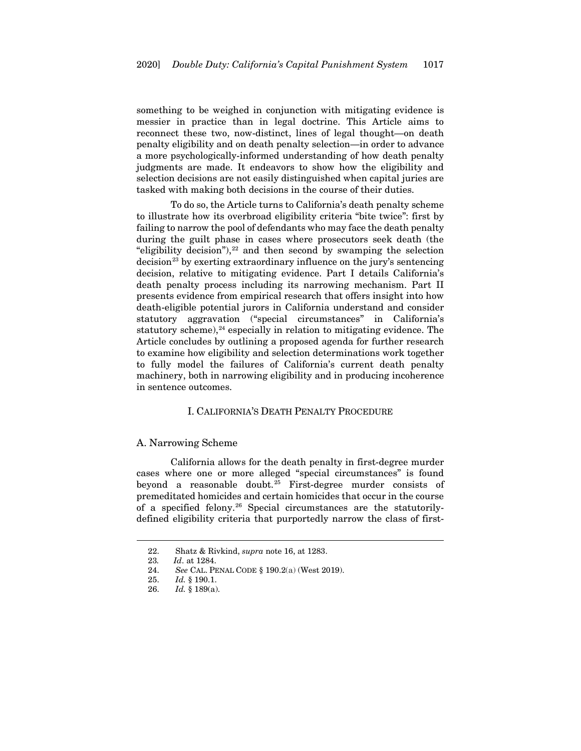something to be weighed in conjunction with mitigating evidence is messier in practice than in legal doctrine. This Article aims to reconnect these two, now-distinct, lines of legal thought—on death penalty eligibility and on death penalty selection—in order to advance a more psychologically-informed understanding of how death penalty judgments are made. It endeavors to show how the eligibility and selection decisions are not easily distinguished when capital juries are tasked with making both decisions in the course of their duties.

To do so, the Article turns to California's death penalty scheme to illustrate how its overbroad eligibility criteria "bite twice": first by failing to narrow the pool of defendants who may face the death penalty during the guilt phase in cases where prosecutors seek death (the "eligibility decision"),[22] and then second by swamping the selection decision[23] by exerting extraordinary influence on the jury's sentencing decision, relative to mitigating evidence. Part I details California's death penalty process including its narrowing mechanism. Part II presents evidence from empirical research that offers insight into how death-eligible potential jurors in California understand and consider statutory aggravation ("special circumstances" in California's statutory scheme),[24] especially in relation to mitigating evidence. The Article concludes by outlining a proposed agenda for further research to examine how eligibility and selection determinations work together to fully model the failures of California's current death penalty machinery, both in narrowing eligibility and in producing incoherence in sentence outcomes.

## I. CALIFORNIA'S DEATH PENALTY PROCEDURE

### A. Narrowing Scheme

California allows for the death penalty in first-degree murder cases where one or more alleged "special circumstances" is found beyond a reasonable doubt.[25] First-degree murder consists of premeditated homicides and certain homicides that occur in the course of a specified felony.[26] Special circumstances are the statutorily-defined eligibility criteria that purportedly narrow the class of first-

---

22. Shatz & Rivkind, *supra* note 16, at 1283.

23. *Id*. at 1284.

24. *See* CAL. PENAL CODE § 190.2(a) (West 2019).

25. *Id.* § 190.1.

26. *Id.* § 189(a).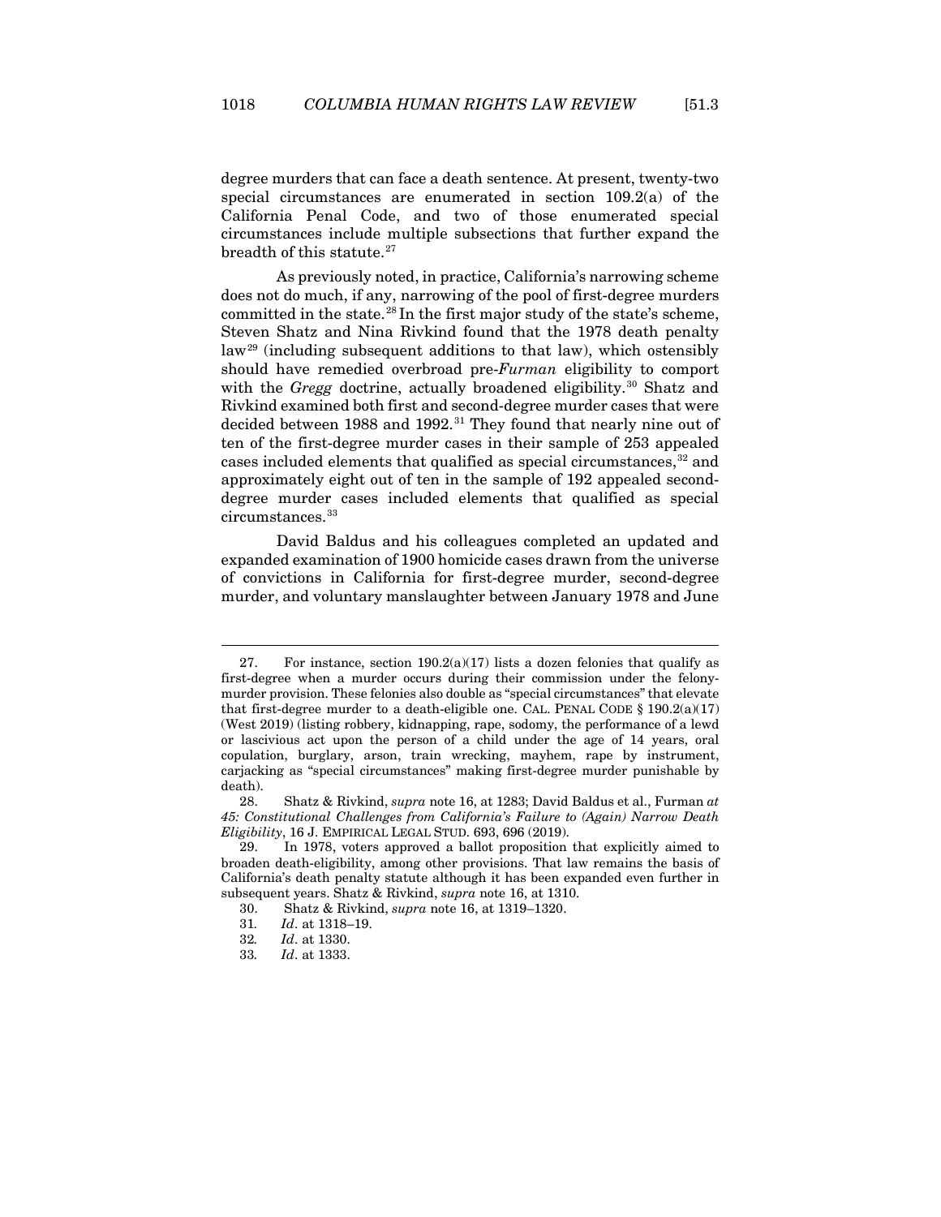degree murders that can face a death sentence. At present, twenty-two special circumstances are enumerated in section 109.2(a) of the California Penal Code, and two of those enumerated special circumstances include multiple subsections that further expand the breadth of this statute.[27]

As previously noted, in practice, California's narrowing scheme does not do much, if any, narrowing of the pool of first-degree murders committed in the state.[28] In the first major study of the state's scheme, Steven Shatz and Nina Rivkind found that the 1978 death penalty law[29] (including subsequent additions to that law), which ostensibly should have remedied overbroad pre-*Furman* eligibility to comport with the *Gregg* doctrine, actually broadened eligibility.[30] Shatz and Rivkind examined both first and second-degree murder cases that were decided between 1988 and 1992.[31] They found that nearly nine out of ten of the first-degree murder cases in their sample of 253 appealed cases included elements that qualified as special circumstances,[32] and approximately eight out of ten in the sample of 192 appealed second-degree murder cases included elements that qualified as special circumstances.[33]

David Baldus and his colleagues completed an updated and expanded examination of 1900 homicide cases drawn from the universe of convictions in California for first-degree murder, second-degree murder, and voluntary manslaughter between January 1978 and June

---

27. For instance, section 190.2(a)(17) lists a dozen felonies that qualify as first-degree when a murder occurs during their commission under the felony-murder provision. These felonies also double as "special circumstances" that elevate that first-degree murder to a death-eligible one. CAL. PENAL CODE § 190.2(a)(17) (West 2019) (listing robbery, kidnapping, rape, sodomy, the performance of a lewd or lascivious act upon the person of a child under the age of 14 years, oral copulation, burglary, arson, train wrecking, mayhem, rape by instrument, carjacking as "special circumstances" making first-degree murder punishable by death).

28. Shatz & Rivkind, *supra* note 16, at 1283; David Baldus et al., Furman *at 45: Constitutional Challenges from California's Failure to (Again) Narrow Death Eligibility*, 16 J. EMPIRICAL LEGAL STUD. 693, 696 (2019).

29. In 1978, voters approved a ballot proposition that explicitly aimed to broaden death-eligibility, among other provisions. That law remains the basis of California's death penalty statute although it has been expanded even further in subsequent years. Shatz & Rivkind, *supra* note 16, at 1310.

30. Shatz & Rivkind, *supra* note 16, at 1319–1320.

31. *Id*. at 1318–19.

32. *Id*. at 1330.

33. *Id*. at 1333.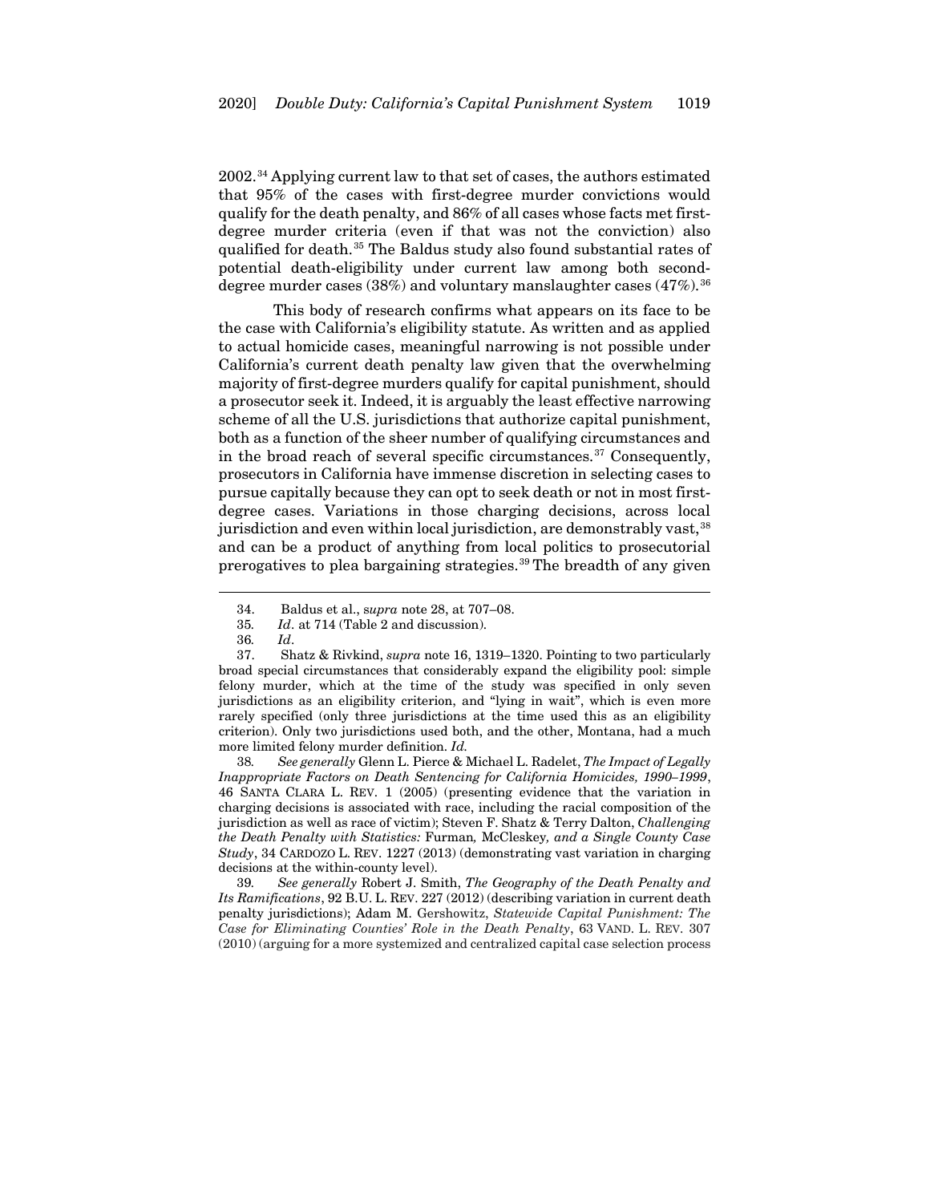2002.[34] Applying current law to that set of cases, the authors estimated that 95% of the cases with first-degree murder convictions would qualify for the death penalty, and 86% of all cases whose facts met first-degree murder criteria (even if that was not the conviction) also qualified for death.[35] The Baldus study also found substantial rates of potential death-eligibility under current law among both second-degree murder cases (38%) and voluntary manslaughter cases (47%).[36]

This body of research confirms what appears on its face to be the case with California's eligibility statute. As written and as applied to actual homicide cases, meaningful narrowing is not possible under California's current death penalty law given that the overwhelming majority of first-degree murders qualify for capital punishment, should a prosecutor seek it. Indeed, it is arguably the least effective narrowing scheme of all the U.S. jurisdictions that authorize capital punishment, both as a function of the sheer number of qualifying circumstances and in the broad reach of several specific circumstances.[37] Consequently, prosecutors in California have immense discretion in selecting cases to pursue capitally because they can opt to seek death or not in most first-degree cases. Variations in those charging decisions, across local jurisdiction and even within local jurisdiction, are demonstrably vast,[38] and can be a product of anything from local politics to prosecutorial prerogatives to plea bargaining strategies.[39] The breadth of any given

---

34. Baldus et al., *supra* note 28, at 707–08.

35. *Id*. at 714 (Table 2 and discussion).

36. *Id*.

37. Shatz & Rivkind, *supra* note 16, 1319–1320. Pointing to two particularly broad special circumstances that considerably expand the eligibility pool: simple felony murder, which at the time of the study was specified in only seven jurisdictions as an eligibility criterion, and "lying in wait", which is even more rarely specified (only three jurisdictions at the time used this as an eligibility criterion). Only two jurisdictions used both, and the other, Montana, had a much more limited felony murder definition. *Id.*

38. *See generally* Glenn L. Pierce & Michael L. Radelet, *The Impact of Legally Inappropriate Factors on Death Sentencing for California Homicides, 1990–1999*, 46 SANTA CLARA L. REV. 1 (2005) (presenting evidence that the variation in charging decisions is associated with race, including the racial composition of the jurisdiction as well as race of victim); Steven F. Shatz & Terry Dalton, *Challenging the Death Penalty with Statistics:* Furman*,* McCleskey*, and a Single County Case Study*, 34 CARDOZO L. REV. 1227 (2013) (demonstrating vast variation in charging decisions at the within-county level).

39. *See generally* Robert J. Smith, *The Geography of the Death Penalty and Its Ramifications*, 92 B.U. L. REV. 227 (2012) (describing variation in current death penalty jurisdictions); Adam M. Gershowitz, *Statewide Capital Punishment: The Case for Eliminating Counties' Role in the Death Penalty*, 63 VAND. L. REV. 307 (2010) (arguing for a more systemized and centralized capital case selection process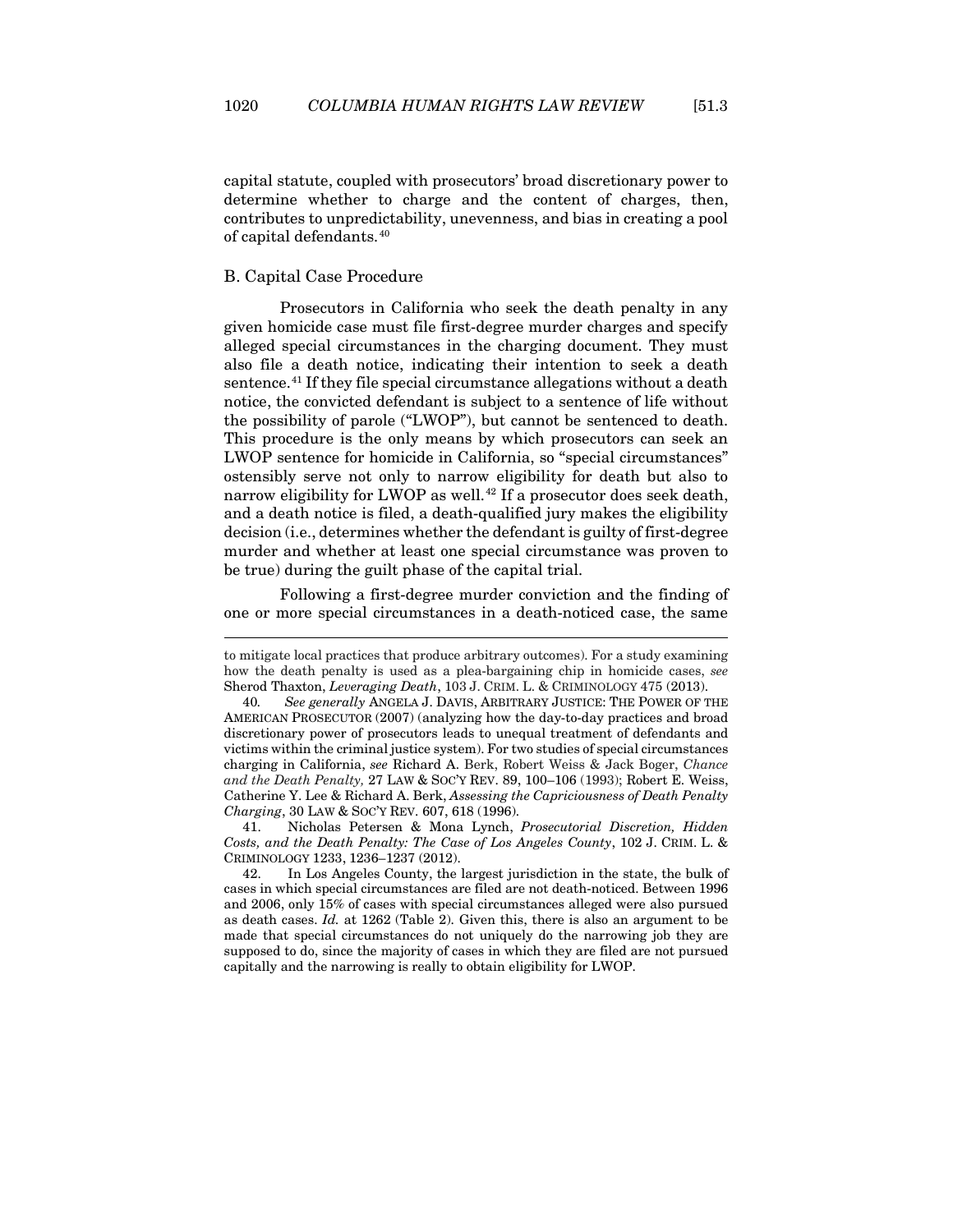capital statute, coupled with prosecutors' broad discretionary power to determine whether to charge and the content of charges, then, contributes to unpredictability, unevenness, and bias in creating a pool of capital defendants.[40]

## B. Capital Case Procedure

Prosecutors in California who seek the death penalty in any given homicide case must file first-degree murder charges and specify alleged special circumstances in the charging document. They must also file a death notice, indicating their intention to seek a death sentence.[41] If they file special circumstance allegations without a death notice, the convicted defendant is subject to a sentence of life without the possibility of parole ("LWOP"), but cannot be sentenced to death. This procedure is the only means by which prosecutors can seek an LWOP sentence for homicide in California, so "special circumstances" ostensibly serve not only to narrow eligibility for death but also to narrow eligibility for LWOP as well.[42] If a prosecutor does seek death, and a death notice is filed, a death-qualified jury makes the eligibility decision (i.e., determines whether the defendant is guilty of first-degree murder and whether at least one special circumstance was proven to be true) during the guilt phase of the capital trial.

Following a first-degree murder conviction and the finding of one or more special circumstances in a death-noticed case, the same

---

to mitigate local practices that produce arbitrary outcomes). For a study examining how the death penalty is used as a plea-bargaining chip in homicide cases, *see* Sherod Thaxton, *Leveraging Death*, 103 J. CRIM. L. & CRIMINOLOGY 475 (2013).

40. *See generally* ANGELA J. DAVIS, ARBITRARY JUSTICE: THE POWER OF THE AMERICAN PROSECUTOR (2007) (analyzing how the day-to-day practices and broad discretionary power of prosecutors leads to unequal treatment of defendants and victims within the criminal justice system). For two studies of special circumstances charging in California, *see* Richard A. Berk, Robert Weiss & Jack Boger, *Chance and the Death Penalty,* 27 LAW & SOC'Y REV. 89, 100–106 (1993); Robert E. Weiss, Catherine Y. Lee & Richard A. Berk, *Assessing the Capriciousness of Death Penalty Charging*, 30 LAW & SOC'Y REV. 607, 618 (1996).

41. Nicholas Petersen & Mona Lynch, *Prosecutorial Discretion, Hidden Costs, and the Death Penalty: The Case of Los Angeles County*, 102 J. CRIM. L. & CRIMINOLOGY 1233, 1236–1237 (2012).

42. In Los Angeles County, the largest jurisdiction in the state, the bulk of cases in which special circumstances are filed are not death-noticed. Between 1996 and 2006, only 15% of cases with special circumstances alleged were also pursued as death cases. *Id.* at 1262 (Table 2). Given this, there is also an argument to be made that special circumstances do not uniquely do the narrowing job they are supposed to do, since the majority of cases in which they are filed are not pursued capitally and the narrowing is really to obtain eligibility for LWOP.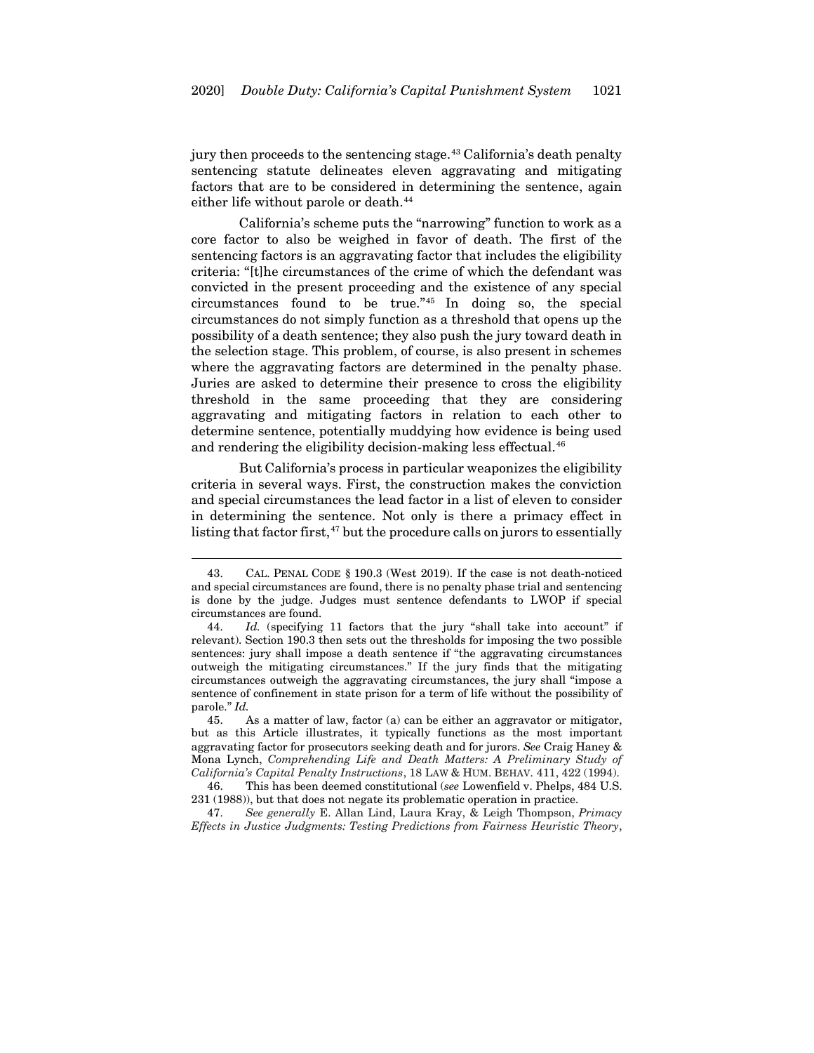jury then proceeds to the sentencing stage.[43] California's death penalty sentencing statute delineates eleven aggravating and mitigating factors that are to be considered in determining the sentence, again either life without parole or death.[44]

California's scheme puts the "narrowing" function to work as a core factor to also be weighed in favor of death. The first of the sentencing factors is an aggravating factor that includes the eligibility criteria: "[t]he circumstances of the crime of which the defendant was convicted in the present proceeding and the existence of any special circumstances found to be true."[45] In doing so, the special circumstances do not simply function as a threshold that opens up the possibility of a death sentence; they also push the jury toward death in the selection stage. This problem, of course, is also present in schemes where the aggravating factors are determined in the penalty phase. Juries are asked to determine their presence to cross the eligibility threshold in the same proceeding that they are considering aggravating and mitigating factors in relation to each other to determine sentence, potentially muddying how evidence is being used and rendering the eligibility decision-making less effectual.[46]

But California's process in particular weaponizes the eligibility criteria in several ways. First, the construction makes the conviction and special circumstances the lead factor in a list of eleven to consider in determining the sentence. Not only is there a primacy effect in listing that factor first,[47] but the procedure calls on jurors to essentially

---

43. CAL. PENAL CODE § 190.3 (West 2019). If the case is not death-noticed and special circumstances are found, there is no penalty phase trial and sentencing is done by the judge. Judges must sentence defendants to LWOP if special circumstances are found.

44. *Id.* (specifying 11 factors that the jury "shall take into account" if relevant). Section 190.3 then sets out the thresholds for imposing the two possible sentences: jury shall impose a death sentence if "the aggravating circumstances outweigh the mitigating circumstances." If the jury finds that the mitigating circumstances outweigh the aggravating circumstances, the jury shall "impose a sentence of confinement in state prison for a term of life without the possibility of parole." *Id.*

45. As a matter of law, factor (a) can be either an aggravator or mitigator, but as this Article illustrates, it typically functions as the most important aggravating factor for prosecutors seeking death and for jurors. *See* Craig Haney & Mona Lynch, *Comprehending Life and Death Matters: A Preliminary Study of California's Capital Penalty Instructions*, 18 LAW & HUM. BEHAV. 411, 422 (1994).

46. This has been deemed constitutional (*see* Lowenfield v. Phelps, 484 U.S. 231 (1988)), but that does not negate its problematic operation in practice.

47. *See generally* E. Allan Lind, Laura Kray, & Leigh Thompson, *Primacy Effects in Justice Judgments: Testing Predictions from Fairness Heuristic Theory*,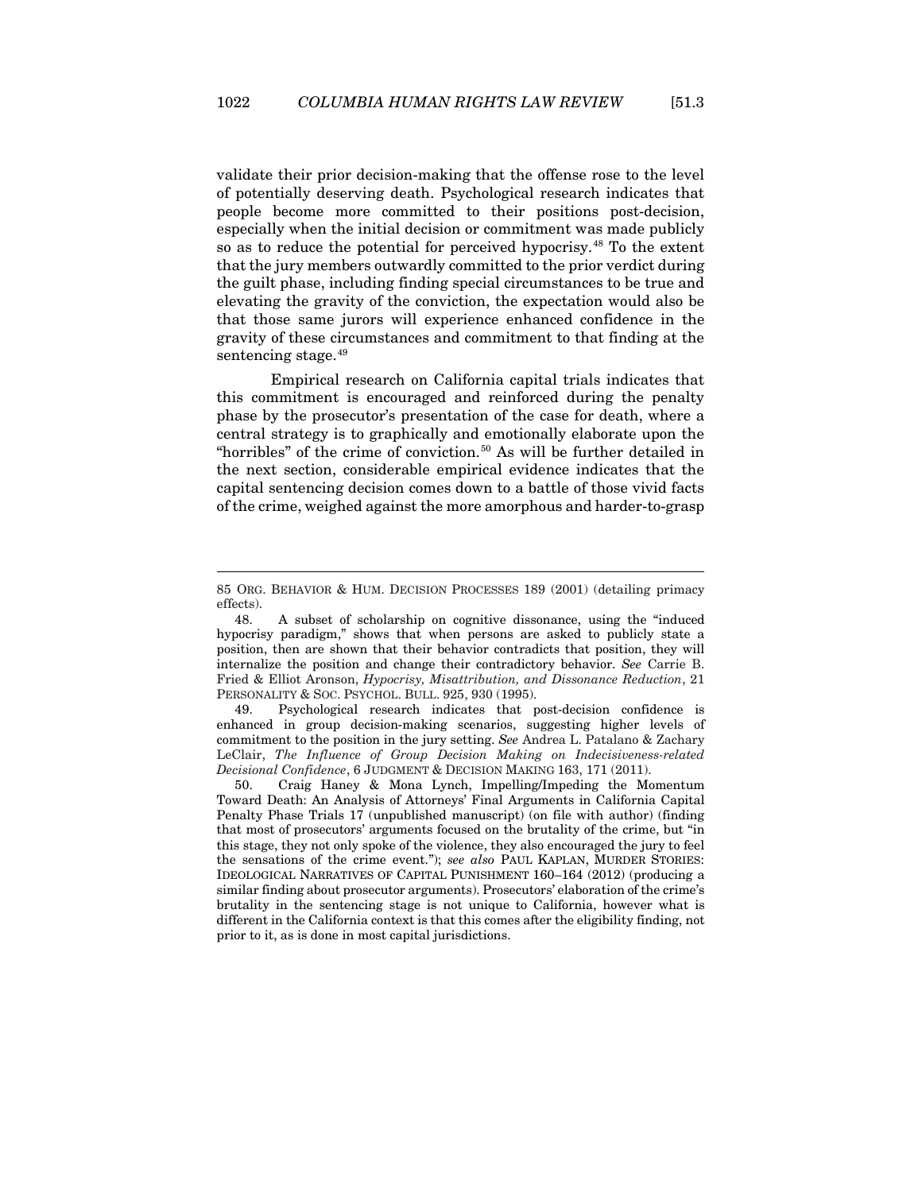validate their prior decision-making that the offense rose to the level of potentially deserving death. Psychological research indicates that people become more committed to their positions post-decision, especially when the initial decision or commitment was made publicly so as to reduce the potential for perceived hypocrisy.[48] To the extent that the jury members outwardly committed to the prior verdict during the guilt phase, including finding special circumstances to be true and elevating the gravity of the conviction, the expectation would also be that those same jurors will experience enhanced confidence in the gravity of these circumstances and commitment to that finding at the sentencing stage.[49]

Empirical research on California capital trials indicates that this commitment is encouraged and reinforced during the penalty phase by the prosecutor's presentation of the case for death, where a central strategy is to graphically and emotionally elaborate upon the "horribles" of the crime of conviction.[50] As will be further detailed in the next section, considerable empirical evidence indicates that the capital sentencing decision comes down to a battle of those vivid facts of the crime, weighed against the more amorphous and harder-to-grasp

---

85 ORG. BEHAVIOR & HUM. DECISION PROCESSES 189 (2001) (detailing primacy effects).

48. A subset of scholarship on cognitive dissonance, using the "induced hypocrisy paradigm," shows that when persons are asked to publicly state a position, then are shown that their behavior contradicts that position, they will internalize the position and change their contradictory behavior. *See* Carrie B. Fried & Elliot Aronson, *Hypocrisy, Misattribution, and Dissonance Reduction*, 21 PERSONALITY & SOC. PSYCHOL. BULL. 925, 930 (1995).

49. Psychological research indicates that post-decision confidence is enhanced in group decision-making scenarios, suggesting higher levels of commitment to the position in the jury setting. *See* Andrea L. Patalano & Zachary LeClair, *The Influence of Group Decision Making on Indecisiveness-related Decisional Confidence*, 6 JUDGMENT & DECISION MAKING 163, 171 (2011).

50. Craig Haney & Mona Lynch, Impelling/Impeding the Momentum Toward Death: An Analysis of Attorneys' Final Arguments in California Capital Penalty Phase Trials 17 (unpublished manuscript) (on file with author) (finding that most of prosecutors' arguments focused on the brutality of the crime, but "in this stage, they not only spoke of the violence, they also encouraged the jury to feel the sensations of the crime event."); *see also* PAUL KAPLAN, MURDER STORIES: IDEOLOGICAL NARRATIVES OF CAPITAL PUNISHMENT 160–164 (2012) (producing a similar finding about prosecutor arguments). Prosecutors' elaboration of the crime's brutality in the sentencing stage is not unique to California, however what is different in the California context is that this comes after the eligibility finding, not prior to it, as is done in most capital jurisdictions.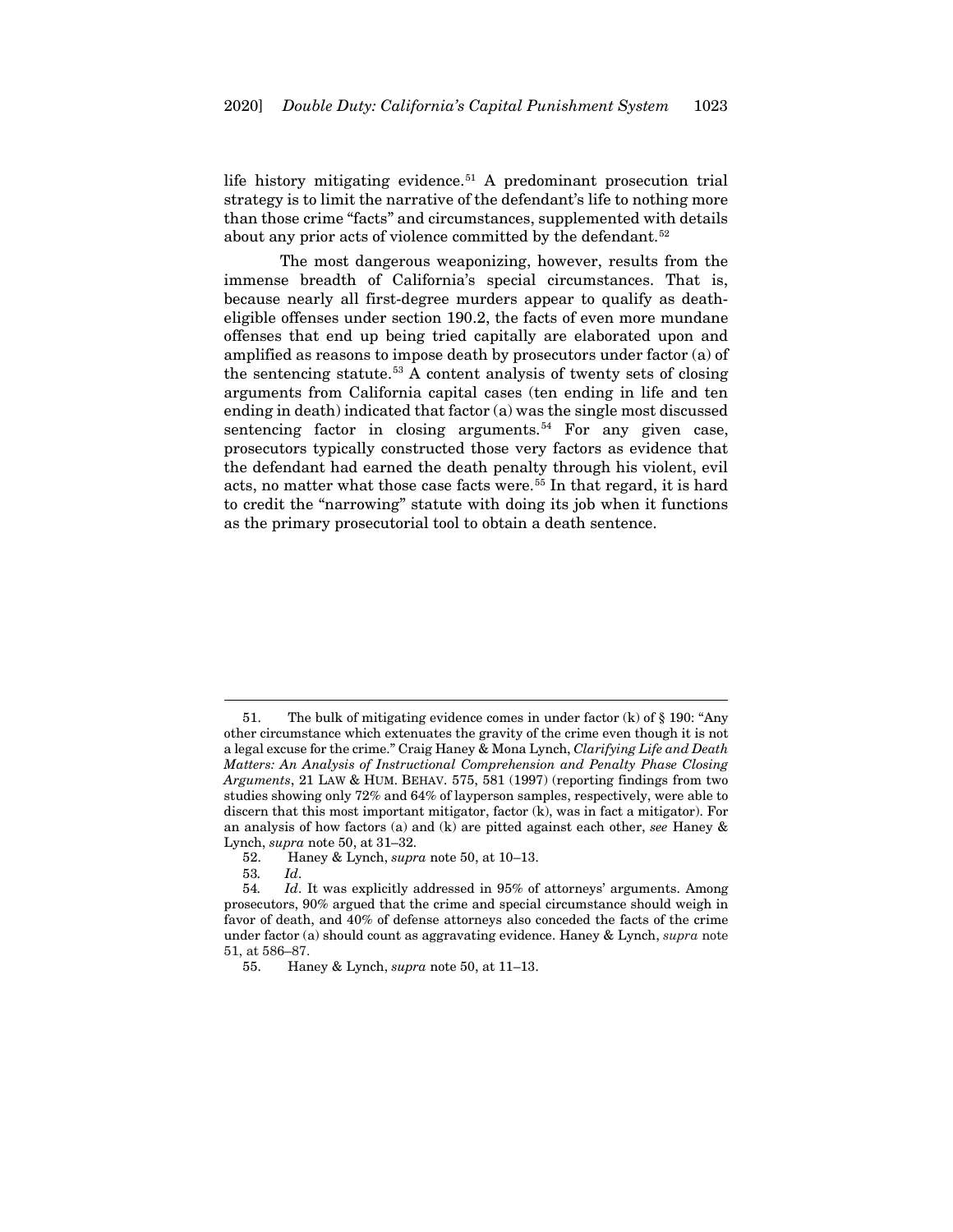life history mitigating evidence.[51] A predominant prosecution trial strategy is to limit the narrative of the defendant's life to nothing more than those crime "facts" and circumstances, supplemented with details about any prior acts of violence committed by the defendant.[52]

The most dangerous weaponizing, however, results from the immense breadth of California's special circumstances. That is, because nearly all first-degree murders appear to qualify as death-eligible offenses under section 190.2, the facts of even more mundane offenses that end up being tried capitally are elaborated upon and amplified as reasons to impose death by prosecutors under factor (a) of the sentencing statute.[53] A content analysis of twenty sets of closing arguments from California capital cases (ten ending in life and ten ending in death) indicated that factor (a) was the single most discussed sentencing factor in closing arguments.[54] For any given case, prosecutors typically constructed those very factors as evidence that the defendant had earned the death penalty through his violent, evil acts, no matter what those case facts were.[55] In that regard, it is hard to credit the "narrowing" statute with doing its job when it functions as the primary prosecutorial tool to obtain a death sentence.

---

51. The bulk of mitigating evidence comes in under factor (k) of § 190: "Any other circumstance which extenuates the gravity of the crime even though it is not a legal excuse for the crime." Craig Haney & Mona Lynch, *Clarifying Life and Death Matters: An Analysis of Instructional Comprehension and Penalty Phase Closing Arguments*, 21 LAW & HUM. BEHAV. 575, 581 (1997) (reporting findings from two studies showing only 72% and 64% of layperson samples, respectively, were able to discern that this most important mitigator, factor (k), was in fact a mitigator). For an analysis of how factors (a) and (k) are pitted against each other, *see* Haney & Lynch, *supra* note 50, at 31–32.

52. Haney & Lynch, *supra* note 50, at 10–13.

53. *Id*.

54. *Id*. It was explicitly addressed in 95% of attorneys' arguments. Among prosecutors, 90% argued that the crime and special circumstance should weigh in favor of death, and 40% of defense attorneys also conceded the facts of the crime under factor (a) should count as aggravating evidence. Haney & Lynch, *supra* note 51, at 586–87.

55. Haney & Lynch, *supra* note 50, at 11–13.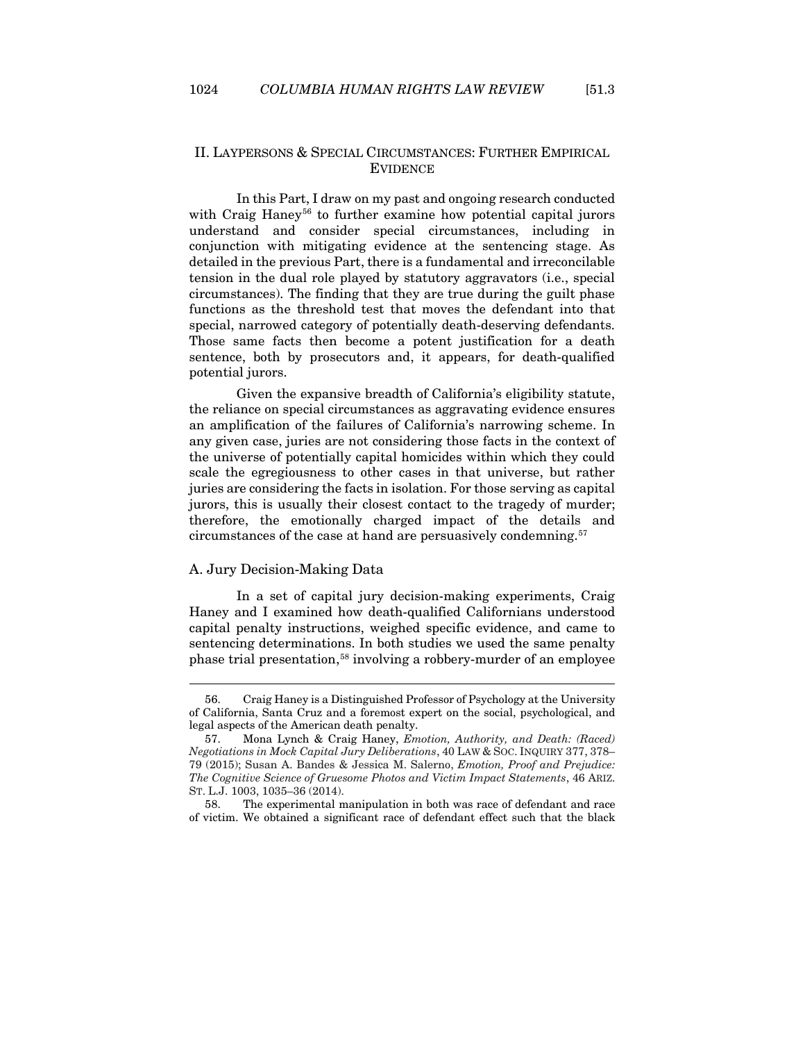## II. LAYPERSONS & SPECIAL CIRCUMSTANCES: FURTHER EMPIRICAL EVIDENCE

In this Part, I draw on my past and ongoing research conducted with Craig Haney[56] to further examine how potential capital jurors understand and consider special circumstances, including in conjunction with mitigating evidence at the sentencing stage. As detailed in the previous Part, there is a fundamental and irreconcilable tension in the dual role played by statutory aggravators (i.e., special circumstances). The finding that they are true during the guilt phase functions as the threshold test that moves the defendant into that special, narrowed category of potentially death-deserving defendants. Those same facts then become a potent justification for a death sentence, both by prosecutors and, it appears, for death-qualified potential jurors.

Given the expansive breadth of California's eligibility statute, the reliance on special circumstances as aggravating evidence ensures an amplification of the failures of California's narrowing scheme. In any given case, juries are not considering those facts in the context of the universe of potentially capital homicides within which they could scale the egregiousness to other cases in that universe, but rather juries are considering the facts in isolation. For those serving as capital jurors, this is usually their closest contact to the tragedy of murder; therefore, the emotionally charged impact of the details and circumstances of the case at hand are persuasively condemning.[57]

### A. Jury Decision-Making Data

In a set of capital jury decision-making experiments, Craig Haney and I examined how death-qualified Californians understood capital penalty instructions, weighed specific evidence, and came to sentencing determinations. In both studies we used the same penalty phase trial presentation,[58] involving a robbery-murder of an employee

---

56. Craig Haney is a Distinguished Professor of Psychology at the University of California, Santa Cruz and a foremost expert on the social, psychological, and legal aspects of the American death penalty.

57. Mona Lynch & Craig Haney, *Emotion, Authority, and Death: (Raced) Negotiations in Mock Capital Jury Deliberations*, 40 LAW & SOC. INQUIRY 377, 378–79 (2015); Susan A. Bandes & Jessica M. Salerno, *Emotion, Proof and Prejudice: The Cognitive Science of Gruesome Photos and Victim Impact Statements*, 46 ARIZ. ST. L.J. 1003, 1035–36 (2014).

58. The experimental manipulation in both was race of defendant and race of victim. We obtained a significant race of defendant effect such that the black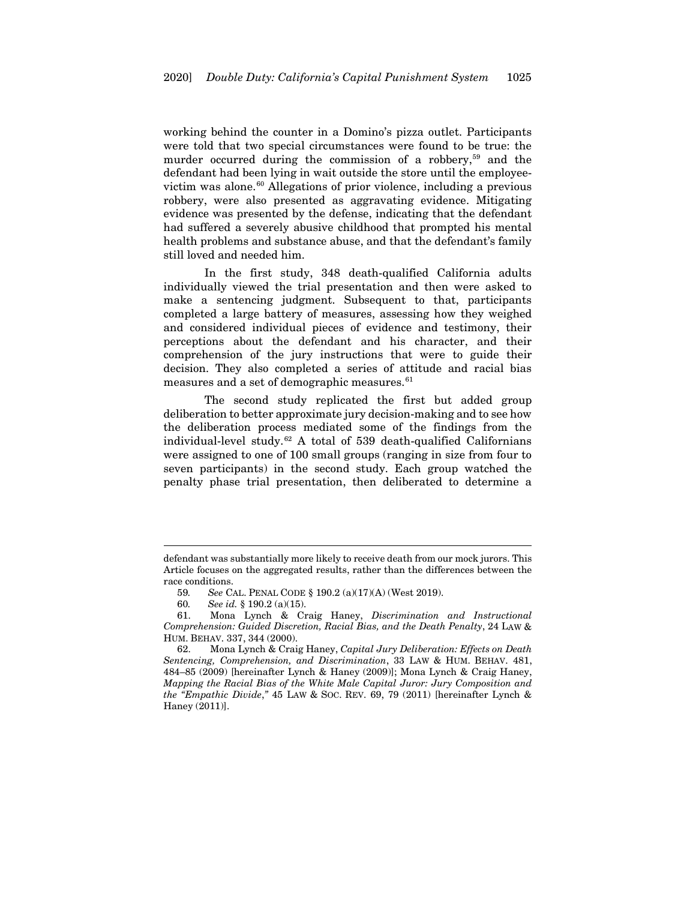working behind the counter in a Domino's pizza outlet. Participants were told that two special circumstances were found to be true: the murder occurred during the commission of a robbery,[59] and the defendant had been lying in wait outside the store until the employee-victim was alone.[60] Allegations of prior violence, including a previous robbery, were also presented as aggravating evidence. Mitigating evidence was presented by the defense, indicating that the defendant had suffered a severely abusive childhood that prompted his mental health problems and substance abuse, and that the defendant's family still loved and needed him.

In the first study, 348 death-qualified California adults individually viewed the trial presentation and then were asked to make a sentencing judgment. Subsequent to that, participants completed a large battery of measures, assessing how they weighed and considered individual pieces of evidence and testimony, their perceptions about the defendant and his character, and their comprehension of the jury instructions that were to guide their decision. They also completed a series of attitude and racial bias measures and a set of demographic measures.[61]

The second study replicated the first but added group deliberation to better approximate jury decision-making and to see how the deliberation process mediated some of the findings from the individual-level study.[62] A total of 539 death-qualified Californians were assigned to one of 100 small groups (ranging in size from four to seven participants) in the second study. Each group watched the penalty phase trial presentation, then deliberated to determine a

---

defendant was substantially more likely to receive death from our mock jurors. This Article focuses on the aggregated results, rather than the differences between the race conditions.

59. *See* CAL. PENAL CODE § 190.2 (a)(17)(A) (West 2019).

60. *See id.* § 190.2 (a)(15).

61. Mona Lynch & Craig Haney, *Discrimination and Instructional Comprehension: Guided Discretion, Racial Bias, and the Death Penalty*, 24 LAW & HUM. BEHAV. 337, 344 (2000).

62. Mona Lynch & Craig Haney, *Capital Jury Deliberation: Effects on Death Sentencing, Comprehension, and Discrimination*, 33 LAW & HUM. BEHAV. 481, 484–85 (2009) [hereinafter Lynch & Haney (2009)]; Mona Lynch & Craig Haney, *Mapping the Racial Bias of the White Male Capital Juror: Jury Composition and the "Empathic Divide*,*"* 45 LAW & SOC. REV. 69, 79 (2011) [hereinafter Lynch & Haney (2011)].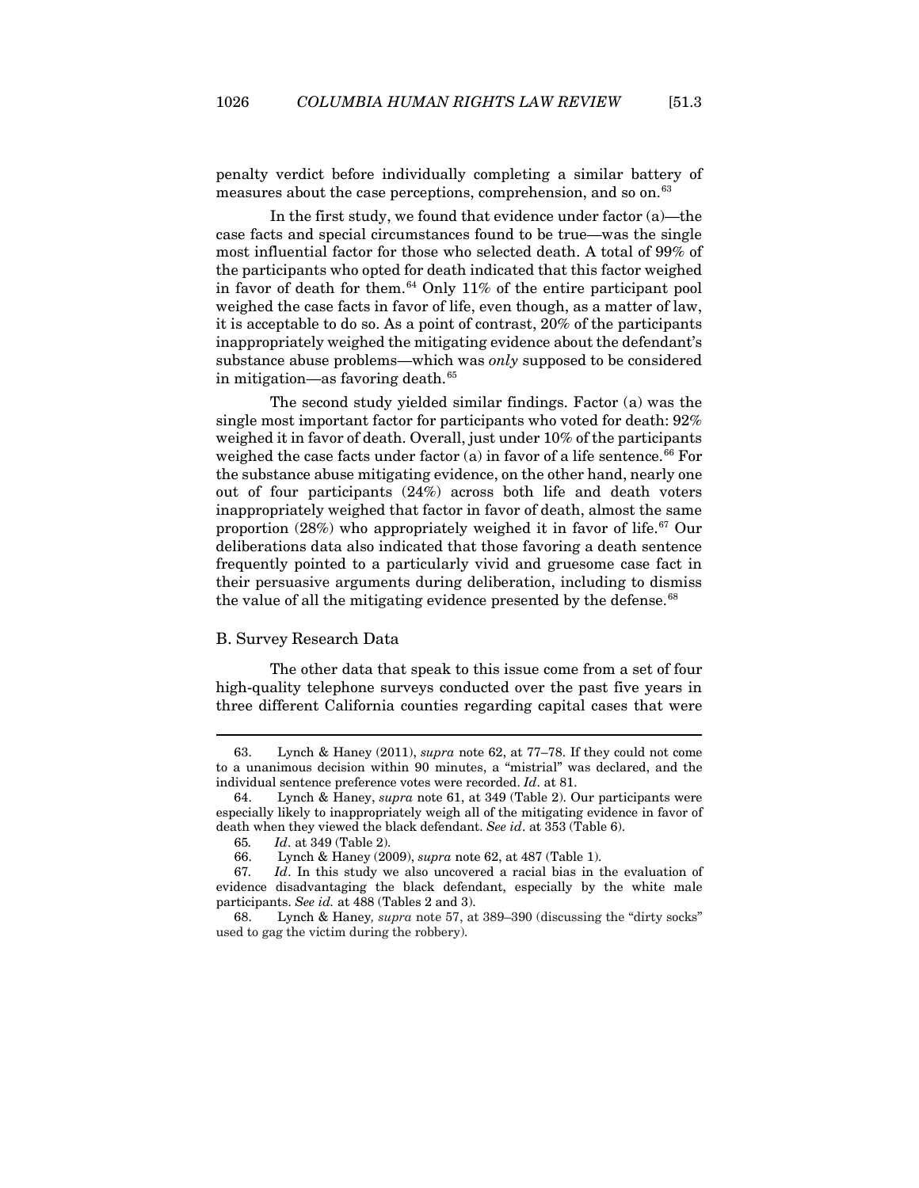penalty verdict before individually completing a similar battery of measures about the case perceptions, comprehension, and so on.[63]

In the first study, we found that evidence under factor (a)—the case facts and special circumstances found to be true—was the single most influential factor for those who selected death. A total of 99% of the participants who opted for death indicated that this factor weighed in favor of death for them.[64] Only 11% of the entire participant pool weighed the case facts in favor of life, even though, as a matter of law, it is acceptable to do so. As a point of contrast, 20% of the participants inappropriately weighed the mitigating evidence about the defendant's substance abuse problems—which was *only* supposed to be considered in mitigation—as favoring death.[65]

The second study yielded similar findings. Factor (a) was the single most important factor for participants who voted for death: 92% weighed it in favor of death. Overall, just under 10% of the participants weighed the case facts under factor (a) in favor of a life sentence.[66] For the substance abuse mitigating evidence, on the other hand, nearly one out of four participants (24%) across both life and death voters inappropriately weighed that factor in favor of death, almost the same proportion (28%) who appropriately weighed it in favor of life.[67] Our deliberations data also indicated that those favoring a death sentence frequently pointed to a particularly vivid and gruesome case fact in their persuasive arguments during deliberation, including to dismiss the value of all the mitigating evidence presented by the defense.[68]

## B. Survey Research Data

The other data that speak to this issue come from a set of four high-quality telephone surveys conducted over the past five years in three different California counties regarding capital cases that were

---

63. Lynch & Haney (2011), *supra* note 62, at 77–78. If they could not come to a unanimous decision within 90 minutes, a "mistrial" was declared, and the individual sentence preference votes were recorded. *Id*. at 81.

64. Lynch & Haney, *supra* note 61, at 349 (Table 2). Our participants were especially likely to inappropriately weigh all of the mitigating evidence in favor of death when they viewed the black defendant. *See id*. at 353 (Table 6).

65. *Id*. at 349 (Table 2).

66. Lynch & Haney (2009), *supra* note 62, at 487 (Table 1).

67. *Id*. In this study we also uncovered a racial bias in the evaluation of evidence disadvantaging the black defendant, especially by the white male participants. *See id.* at 488 (Tables 2 and 3).

68. Lynch & Haney, *supra* note 57, at 389–390 (discussing the "dirty socks" used to gag the victim during the robbery).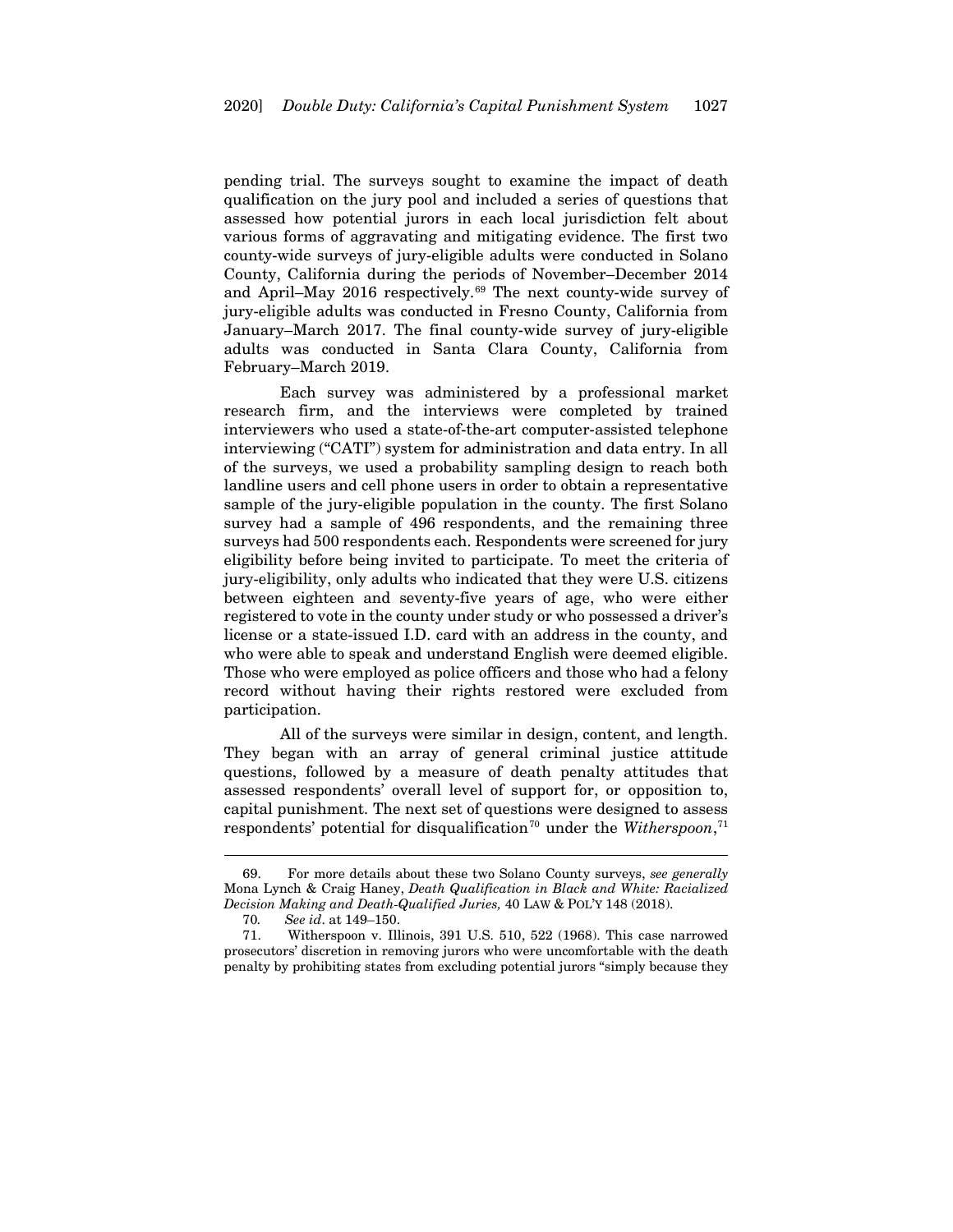pending trial. The surveys sought to examine the impact of death qualification on the jury pool and included a series of questions that assessed how potential jurors in each local jurisdiction felt about various forms of aggravating and mitigating evidence. The first two county-wide surveys of jury-eligible adults were conducted in Solano County, California during the periods of November–December 2014 and April–May 2016 respectively.[69] The next county-wide survey of jury-eligible adults was conducted in Fresno County, California from January–March 2017. The final county-wide survey of jury-eligible adults was conducted in Santa Clara County, California from February–March 2019.

Each survey was administered by a professional market research firm, and the interviews were completed by trained interviewers who used a state-of-the-art computer-assisted telephone interviewing ("CATI") system for administration and data entry. In all of the surveys, we used a probability sampling design to reach both landline users and cell phone users in order to obtain a representative sample of the jury-eligible population in the county. The first Solano survey had a sample of 496 respondents, and the remaining three surveys had 500 respondents each. Respondents were screened for jury eligibility before being invited to participate. To meet the criteria of jury-eligibility, only adults who indicated that they were U.S. citizens between eighteen and seventy-five years of age, who were either registered to vote in the county under study or who possessed a driver's license or a state-issued I.D. card with an address in the county, and who were able to speak and understand English were deemed eligible. Those who were employed as police officers and those who had a felony record without having their rights restored were excluded from participation.

All of the surveys were similar in design, content, and length. They began with an array of general criminal justice attitude questions, followed by a measure of death penalty attitudes that assessed respondents' overall level of support for, or opposition to, capital punishment. The next set of questions were designed to assess respondents' potential for disqualification[70] under the *Witherspoon*,[71]

---

69. For more details about these two Solano County surveys, *see generally* Mona Lynch & Craig Haney, *Death Qualification in Black and White: Racialized Decision Making and Death-Qualified Juries,* 40 LAW & POL'Y 148 (2018).

70. *See id*. at 149–150.

71. Witherspoon v. Illinois, 391 U.S. 510, 522 (1968). This case narrowed prosecutors' discretion in removing jurors who were uncomfortable with the death penalty by prohibiting states from excluding potential jurors "simply because they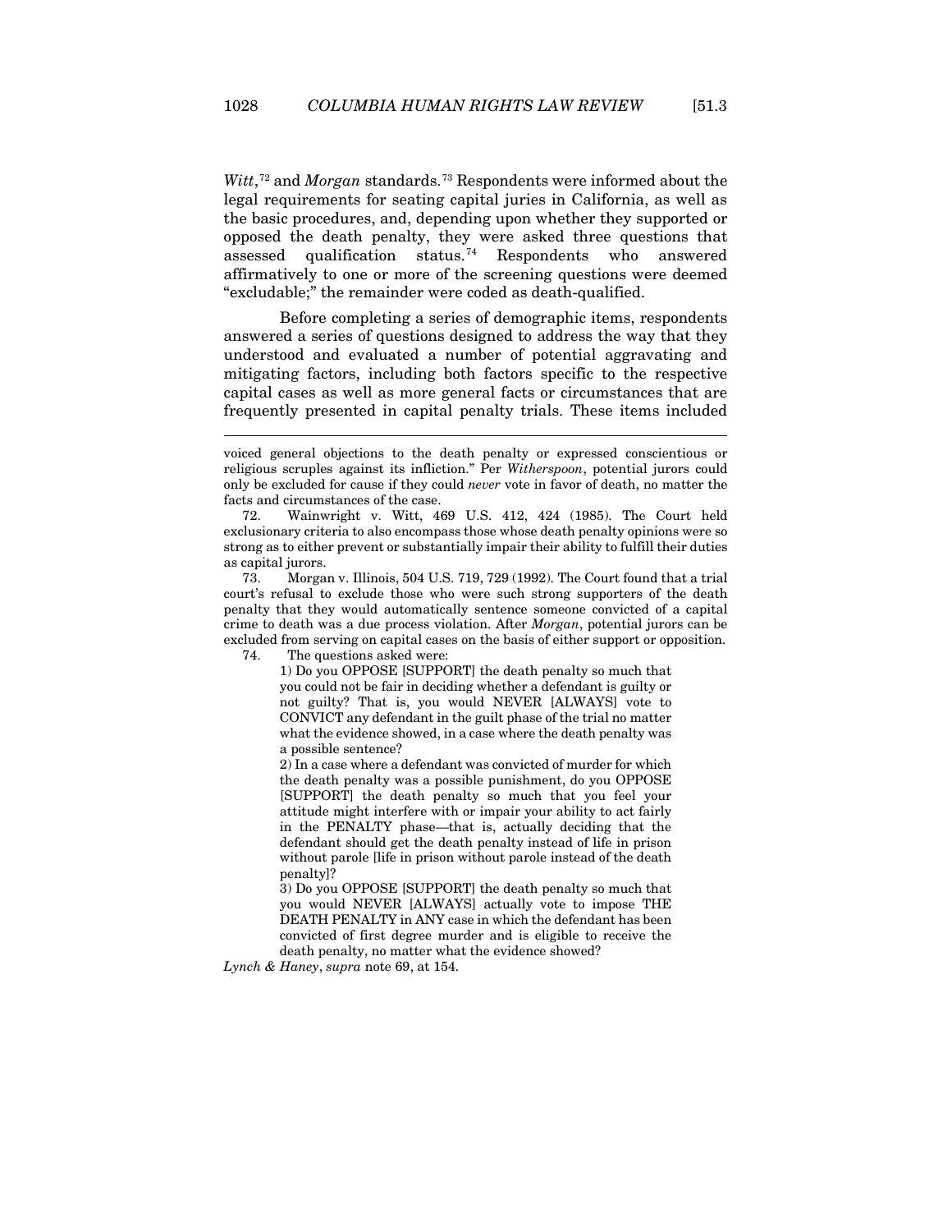*Witt*,[72] and *Morgan* standards.[73] Respondents were informed about the legal requirements for seating capital juries in California, as well as the basic procedures, and, depending upon whether they supported or opposed the death penalty, they were asked three questions that assessed qualification status.[74] Respondents who answered affirmatively to one or more of the screening questions were deemed "excludable;" the remainder were coded as death-qualified.

Before completing a series of demographic items, respondents answered a series of questions designed to address the way that they understood and evaluated a number of potential aggravating and mitigating factors, including both factors specific to the respective capital cases as well as more general facts or circumstances that are frequently presented in capital penalty trials. These items included

---

voiced general objections to the death penalty or expressed conscientious or religious scruples against its infliction." Per *Witherspoon*, potential jurors could only be excluded for cause if they could *never* vote in favor of death, no matter the facts and circumstances of the case.

72. Wainwright v. Witt, 469 U.S. 412, 424 (1985). The Court held exclusionary criteria to also encompass those whose death penalty opinions were so strong as to either prevent or substantially impair their ability to fulfill their duties as capital jurors.

73. Morgan v. Illinois, 504 U.S. 719, 729 (1992). The Court found that a trial court's refusal to exclude those who were such strong supporters of the death penalty that they would automatically sentence someone convicted of a capital crime to death was a due process violation. After *Morgan*, potential jurors can be excluded from serving on capital cases on the basis of either support or opposition.

74. The questions asked were:

> 1) Do you OPPOSE [SUPPORT] the death penalty so much that you could not be fair in deciding whether a defendant is guilty or not guilty? That is, you would NEVER [ALWAYS] vote to CONVICT any defendant in the guilt phase of the trial no matter what the evidence showed, in a case where the death penalty was a possible sentence?
>
> 2) In a case where a defendant was convicted of murder for which the death penalty was a possible punishment, do you OPPOSE [SUPPORT] the death penalty so much that you feel your attitude might interfere with or impair your ability to act fairly in the PENALTY phase—that is, actually deciding that the defendant should get the death penalty instead of life in prison without parole [life in prison without parole instead of the death penalty]?
>
> 3) Do you OPPOSE [SUPPORT] the death penalty so much that you would NEVER [ALWAYS] actually vote to impose THE DEATH PENALTY in ANY case in which the defendant has been convicted of first degree murder and is eligible to receive the death penalty, no matter what the evidence showed?

*Lynch & Haney*, *supra* note 69, at 154.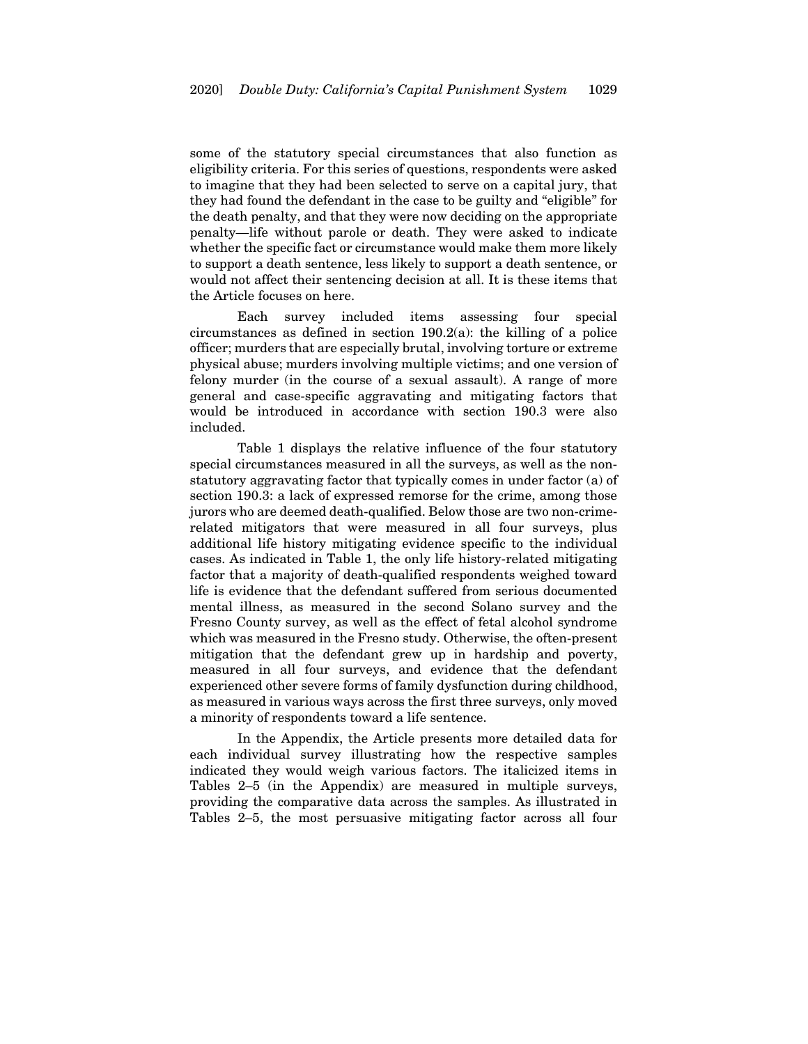some of the statutory special circumstances that also function as eligibility criteria. For this series of questions, respondents were asked to imagine that they had been selected to serve on a capital jury, that they had found the defendant in the case to be guilty and "eligible" for the death penalty, and that they were now deciding on the appropriate penalty—life without parole or death. They were asked to indicate whether the specific fact or circumstance would make them more likely to support a death sentence, less likely to support a death sentence, or would not affect their sentencing decision at all. It is these items that the Article focuses on here.

Each survey included items assessing four special circumstances as defined in section 190.2(a): the killing of a police officer; murders that are especially brutal, involving torture or extreme physical abuse; murders involving multiple victims; and one version of felony murder (in the course of a sexual assault). A range of more general and case-specific aggravating and mitigating factors that would be introduced in accordance with section 190.3 were also included.

Table 1 displays the relative influence of the four statutory special circumstances measured in all the surveys, as well as the non-statutory aggravating factor that typically comes in under factor (a) of section 190.3: a lack of expressed remorse for the crime, among those jurors who are deemed death-qualified. Below those are two non-crime-related mitigators that were measured in all four surveys, plus additional life history mitigating evidence specific to the individual cases. As indicated in Table 1, the only life history-related mitigating factor that a majority of death-qualified respondents weighed toward life is evidence that the defendant suffered from serious documented mental illness, as measured in the second Solano survey and the Fresno County survey, as well as the effect of fetal alcohol syndrome which was measured in the Fresno study. Otherwise, the often-present mitigation that the defendant grew up in hardship and poverty, measured in all four surveys, and evidence that the defendant experienced other severe forms of family dysfunction during childhood, as measured in various ways across the first three surveys, only moved a minority of respondents toward a life sentence.

In the Appendix, the Article presents more detailed data for each individual survey illustrating how the respective samples indicated they would weigh various factors. The italicized items in Tables 2–5 (in the Appendix) are measured in multiple surveys, providing the comparative data across the samples. As illustrated in Tables 2–5, the most persuasive mitigating factor across all four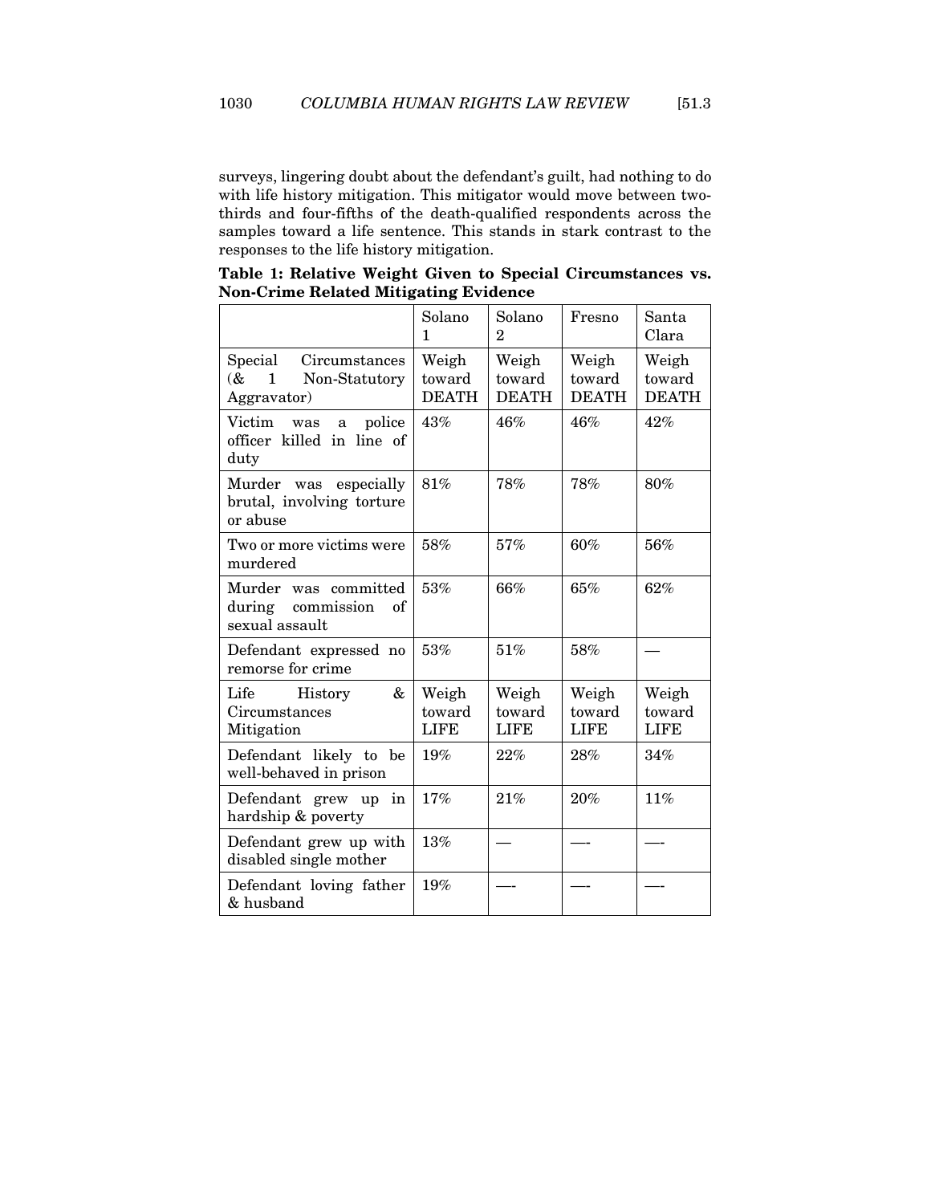surveys, lingering doubt about the defendant's guilt, had nothing to do with life history mitigation. This mitigator would move between two-thirds and four-fifths of the death-qualified respondents across the samples toward a life sentence. This stands in stark contrast to the responses to the life history mitigation.

**Table 1: Relative Weight Given to Special Circumstances vs. Non-Crime Related Mitigating Evidence**

| | Solano 1 | Solano 2 | Fresno | Santa Clara |
|---|---|---|---|---|
| Special Circumstances (& 1 Non-Statutory Aggravator) | Weigh toward DEATH | Weigh toward DEATH | Weigh toward DEATH | Weigh toward DEATH |
| Victim was a police officer killed in line of duty | 43% | 46% | 46% | 42% |
| Murder was especially brutal, involving torture or abuse | 81% | 78% | 78% | 80% |
| Two or more victims were murdered | 58% | 57% | 60% | 56% |
| Murder was committed during commission of sexual assault | 53% | 66% | 65% | 62% |
| Defendant expressed no remorse for crime | 53% | 51% | 58% | — |
| Life History & Circumstances Mitigation | Weigh toward LIFE | Weigh toward LIFE | Weigh toward LIFE | Weigh toward LIFE |
| Defendant likely to be well-behaved in prison | 19% | 22% | 28% | 34% |
| Defendant grew up in hardship & poverty | 17% | 21% | 20% | 11% |
| Defendant grew up with disabled single mother | 13% | — | —- | —- |
| Defendant loving father & husband | 19% | —- | —- | —- |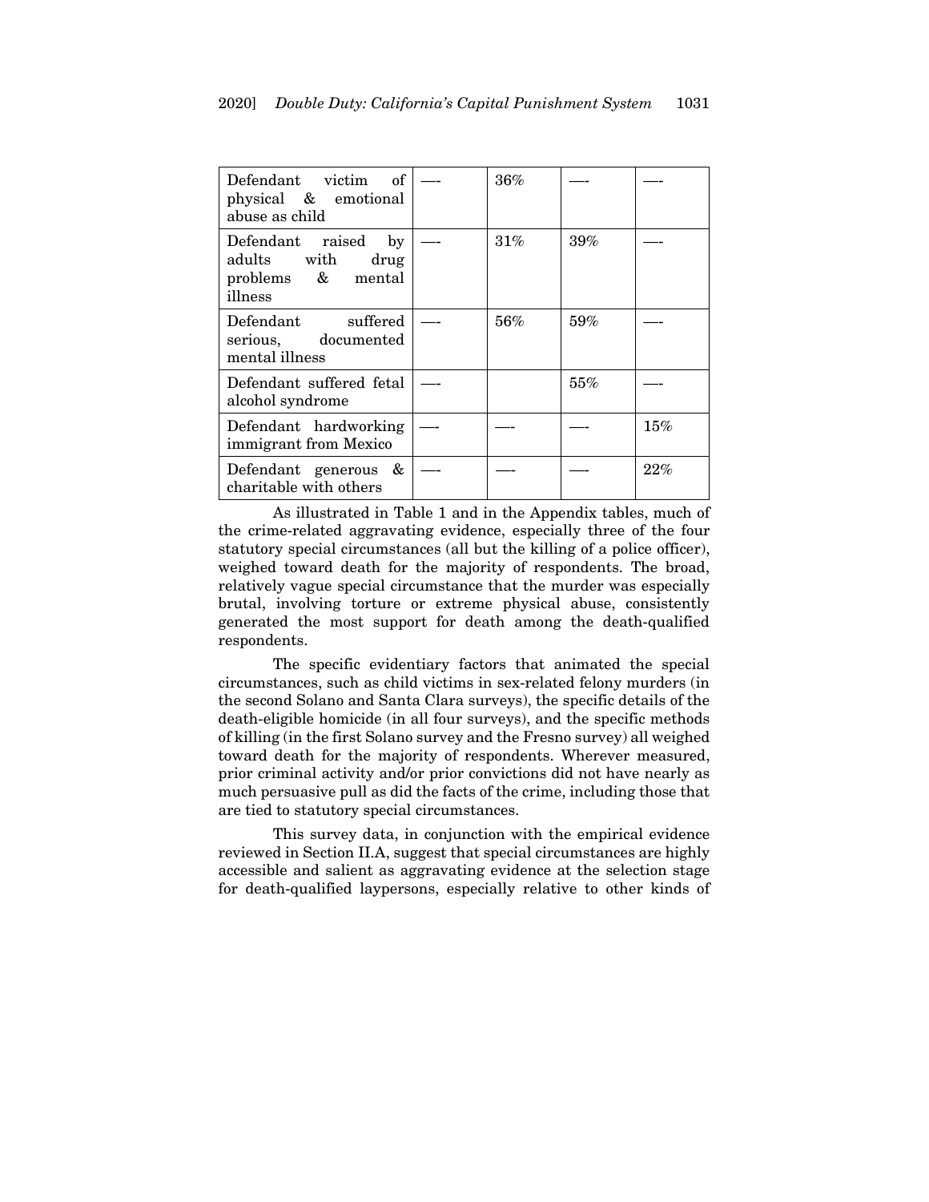| | | | | |
|---|---|---|---|---|
| Defendant victim of physical & emotional abuse as child | —- | 36% | —- | —- |
| Defendant raised by adults with drug problems & mental illness | —- | 31% | 39% | —- |
| Defendant suffered serious, documented mental illness | —- | 56% | 59% | —- |
| Defendant suffered fetal alcohol syndrome | —- | | 55% | —- |
| Defendant hardworking immigrant from Mexico | —- | —- | —- | 15% |
| Defendant generous & charitable with others | —- | —- | —- | 22% |

As illustrated in Table 1 and in the Appendix tables, much of the crime-related aggravating evidence, especially three of the four statutory special circumstances (all but the killing of a police officer), weighed toward death for the majority of respondents. The broad, relatively vague special circumstance that the murder was especially brutal, involving torture or extreme physical abuse, consistently generated the most support for death among the death-qualified respondents.

The specific evidentiary factors that animated the special circumstances, such as child victims in sex-related felony murders (in the second Solano and Santa Clara surveys), the specific details of the death-eligible homicide (in all four surveys), and the specific methods of killing (in the first Solano survey and the Fresno survey) all weighed toward death for the majority of respondents. Wherever measured, prior criminal activity and/or prior convictions did not have nearly as much persuasive pull as did the facts of the crime, including those that are tied to statutory special circumstances.

This survey data, in conjunction with the empirical evidence reviewed in Section II.A, suggest that special circumstances are highly accessible and salient as aggravating evidence at the selection stage for death-qualified laypersons, especially relative to other kinds of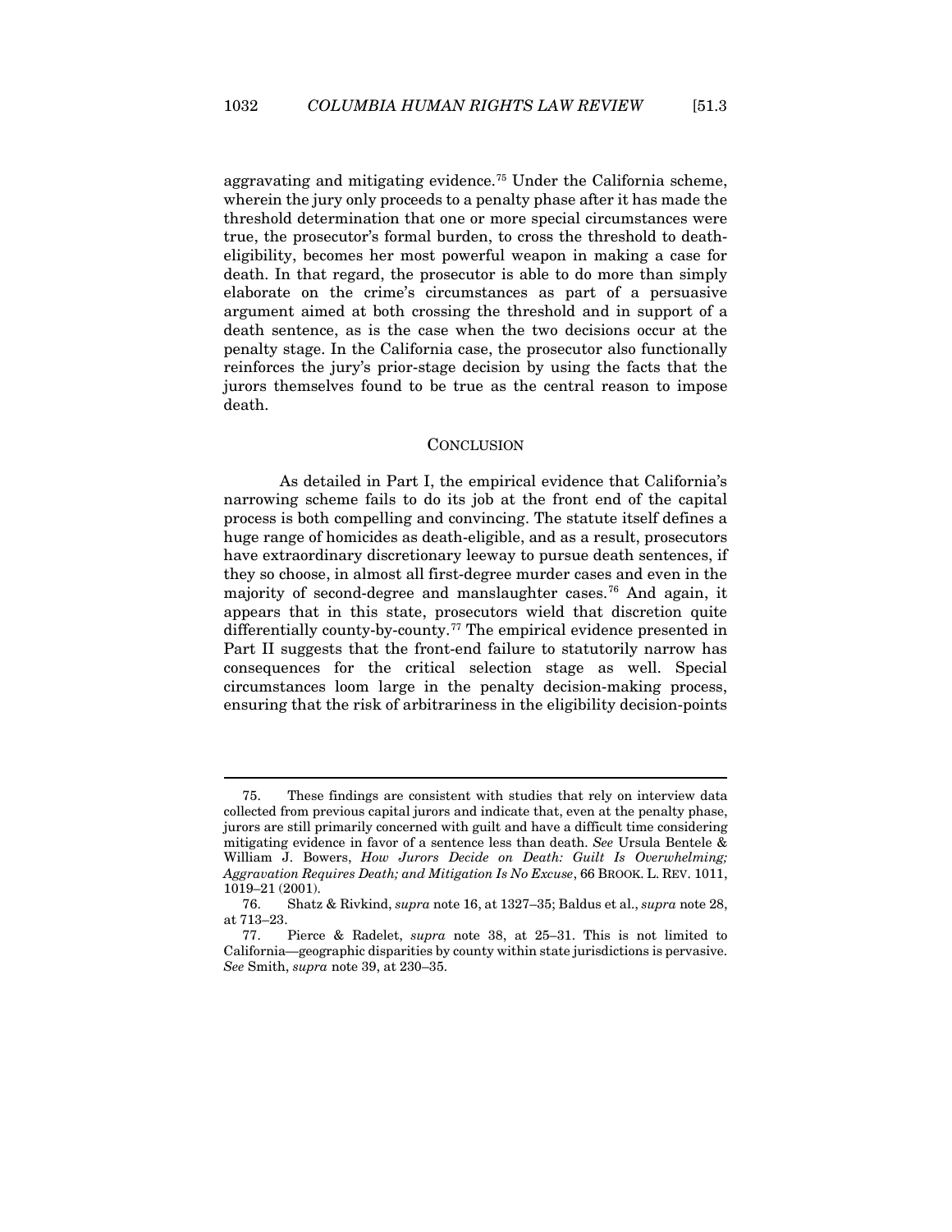aggravating and mitigating evidence.[75] Under the California scheme, wherein the jury only proceeds to a penalty phase after it has made the threshold determination that one or more special circumstances were true, the prosecutor's formal burden, to cross the threshold to death-eligibility, becomes her most powerful weapon in making a case for death. In that regard, the prosecutor is able to do more than simply elaborate on the crime's circumstances as part of a persuasive argument aimed at both crossing the threshold and in support of a death sentence, as is the case when the two decisions occur at the penalty stage. In the California case, the prosecutor also functionally reinforces the jury's prior-stage decision by using the facts that the jurors themselves found to be true as the central reason to impose death.

## CONCLUSION

As detailed in Part I, the empirical evidence that California's narrowing scheme fails to do its job at the front end of the capital process is both compelling and convincing. The statute itself defines a huge range of homicides as death-eligible, and as a result, prosecutors have extraordinary discretionary leeway to pursue death sentences, if they so choose, in almost all first-degree murder cases and even in the majority of second-degree and manslaughter cases.[76] And again, it appears that in this state, prosecutors wield that discretion quite differentially county-by-county.[77] The empirical evidence presented in Part II suggests that the front-end failure to statutorily narrow has consequences for the critical selection stage as well. Special circumstances loom large in the penalty decision-making process, ensuring that the risk of arbitrariness in the eligibility decision-points

---

75. These findings are consistent with studies that rely on interview data collected from previous capital jurors and indicate that, even at the penalty phase, jurors are still primarily concerned with guilt and have a difficult time considering mitigating evidence in favor of a sentence less than death. *See* Ursula Bentele & William J. Bowers, *How Jurors Decide on Death: Guilt Is Overwhelming; Aggravation Requires Death; and Mitigation Is No Excuse*, 66 BROOK. L. REV. 1011, 1019–21 (2001).

76. Shatz & Rivkind, *supra* note 16, at 1327–35; Baldus et al., *supra* note 28, at 713–23.

77. Pierce & Radelet, *supra* note 38, at 25–31. This is not limited to California—geographic disparities by county within state jurisdictions is pervasive. *See* Smith, *supra* note 39, at 230–35.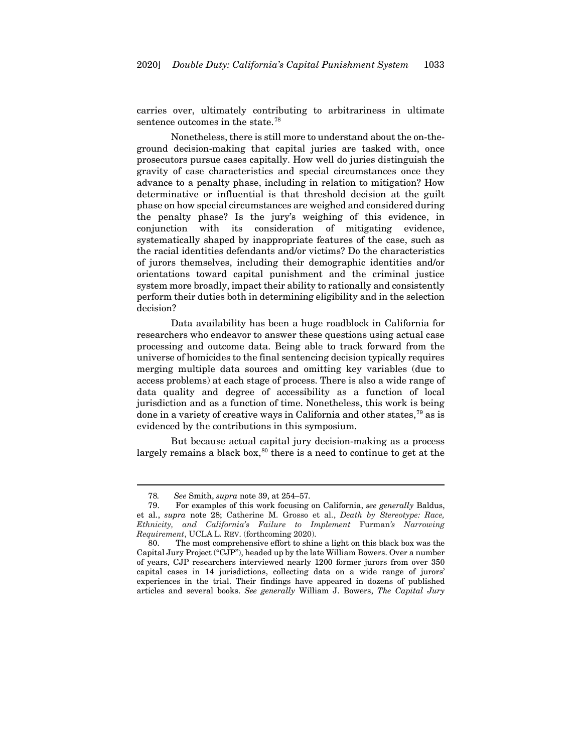carries over, ultimately contributing to arbitrariness in ultimate sentence outcomes in the state.[78]

Nonetheless, there is still more to understand about the on-the-ground decision-making that capital juries are tasked with, once prosecutors pursue cases capitally. How well do juries distinguish the gravity of case characteristics and special circumstances once they advance to a penalty phase, including in relation to mitigation? How determinative or influential is that threshold decision at the guilt phase on how special circumstances are weighed and considered during the penalty phase? Is the jury's weighing of this evidence, in conjunction with its consideration of mitigating evidence, systematically shaped by inappropriate features of the case, such as the racial identities defendants and/or victims? Do the characteristics of jurors themselves, including their demographic identities and/or orientations toward capital punishment and the criminal justice system more broadly, impact their ability to rationally and consistently perform their duties both in determining eligibility and in the selection decision?

Data availability has been a huge roadblock in California for researchers who endeavor to answer these questions using actual case processing and outcome data. Being able to track forward from the universe of homicides to the final sentencing decision typically requires merging multiple data sources and omitting key variables (due to access problems) at each stage of process. There is also a wide range of data quality and degree of accessibility as a function of local jurisdiction and as a function of time. Nonetheless, this work is being done in a variety of creative ways in California and other states,[79] as is evidenced by the contributions in this symposium.

But because actual capital jury decision-making as a process largely remains a black box,[80] there is a need to continue to get at the

---

78. *See* Smith, *supra* note 39, at 254–57.

79. For examples of this work focusing on California, *see generally* Baldus, et al., *supra* note 28; Catherine M. Grosso et al., *Death by Stereotype: Race, Ethnicity, and California's Failure to Implement* Furman*'s Narrowing Requirement*, UCLA L. REV. (forthcoming 2020).

80. The most comprehensive effort to shine a light on this black box was the Capital Jury Project ("CJP"), headed up by the late William Bowers. Over a number of years, CJP researchers interviewed nearly 1200 former jurors from over 350 capital cases in 14 jurisdictions, collecting data on a wide range of jurors' experiences in the trial. Their findings have appeared in dozens of published articles and several books. *See generally* William J. Bowers, *The Capital Jury*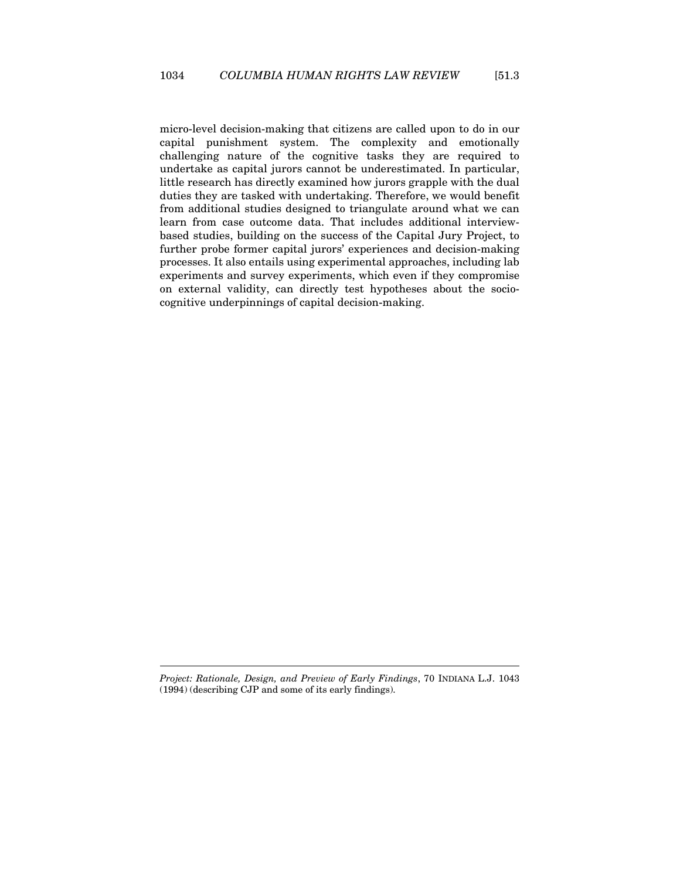micro-level decision-making that citizens are called upon to do in our capital punishment system. The complexity and emotionally challenging nature of the cognitive tasks they are required to undertake as capital jurors cannot be underestimated. In particular, little research has directly examined how jurors grapple with the dual duties they are tasked with undertaking. Therefore, we would benefit from additional studies designed to triangulate around what we can learn from case outcome data. That includes additional interview-based studies, building on the success of the Capital Jury Project, to further probe former capital jurors' experiences and decision-making processes. It also entails using experimental approaches, including lab experiments and survey experiments, which even if they compromise on external validity, can directly test hypotheses about the socio-cognitive underpinnings of capital decision-making.

---

*Project: Rationale, Design, and Preview of Early Findings*, 70 INDIANA L.J. 1043 (1994) (describing CJP and some of its early findings).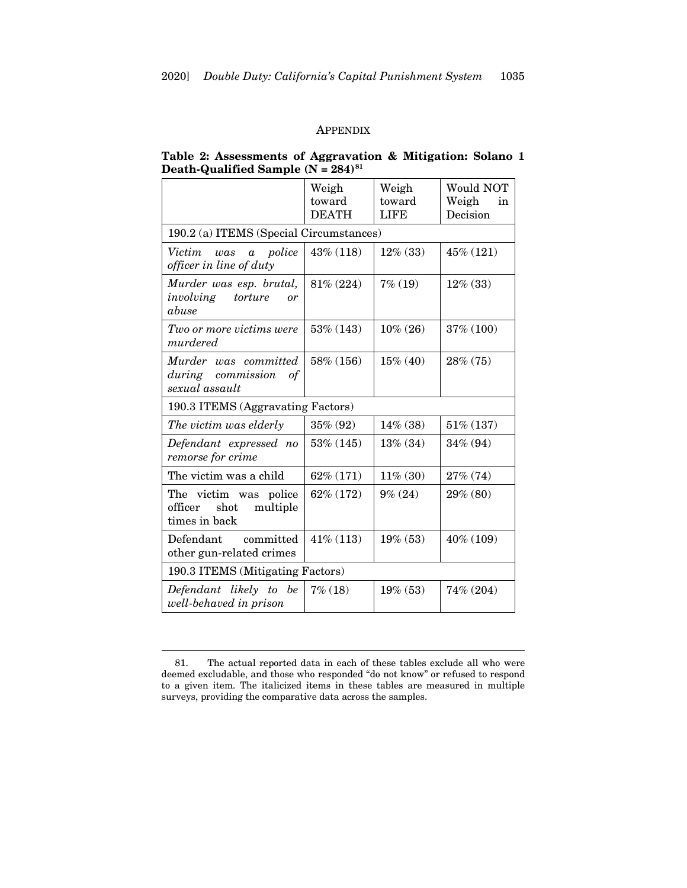## APPENDIX

**Table 2: Assessments of Aggravation & Mitigation: Solano 1 Death-Qualified Sample (N = 284)[81]**

| | Weigh toward DEATH | Weigh toward LIFE | Would NOT Weigh in Decision |
|---|---|---|---|
| 190.2 (a) ITEMS (Special Circumstances) | | | |
| *Victim was a police officer in line of duty* | 43% (118) | 12% (33) | 45% (121) |
| *Murder was esp. brutal, involving torture or abuse* | 81% (224) | 7% (19) | 12% (33) |
| *Two or more victims were murdered* | 53% (143) | 10% (26) | 37% (100) |
| *Murder was committed during commission of sexual assault* | 58% (156) | 15% (40) | 28% (75) |
| 190.3 ITEMS (Aggravating Factors) | | | |
| *The victim was elderly* | 35% (92) | 14% (38) | 51% (137) |
| *Defendant expressed no remorse for crime* | 53% (145) | 13% (34) | 34% (94) |
| The victim was a child | 62% (171) | 11% (30) | 27% (74) |
| The victim was police officer shot multiple times in back | 62% (172) | 9% (24) | 29% (80) |
| Defendant committed other gun-related crimes | 41% (113) | 19% (53) | 40% (109) |
| 190.3 ITEMS (Mitigating Factors) | | | |
| *Defendant likely to be well-behaved in prison* | 7% (18) | 19% (53) | 74% (204) |

81. The actual reported data in each of these tables exclude all who were deemed excludable, and those who responded "do not know" or refused to respond to a given item. The italicized items in these tables are measured in multiple surveys, providing the comparative data across the samples.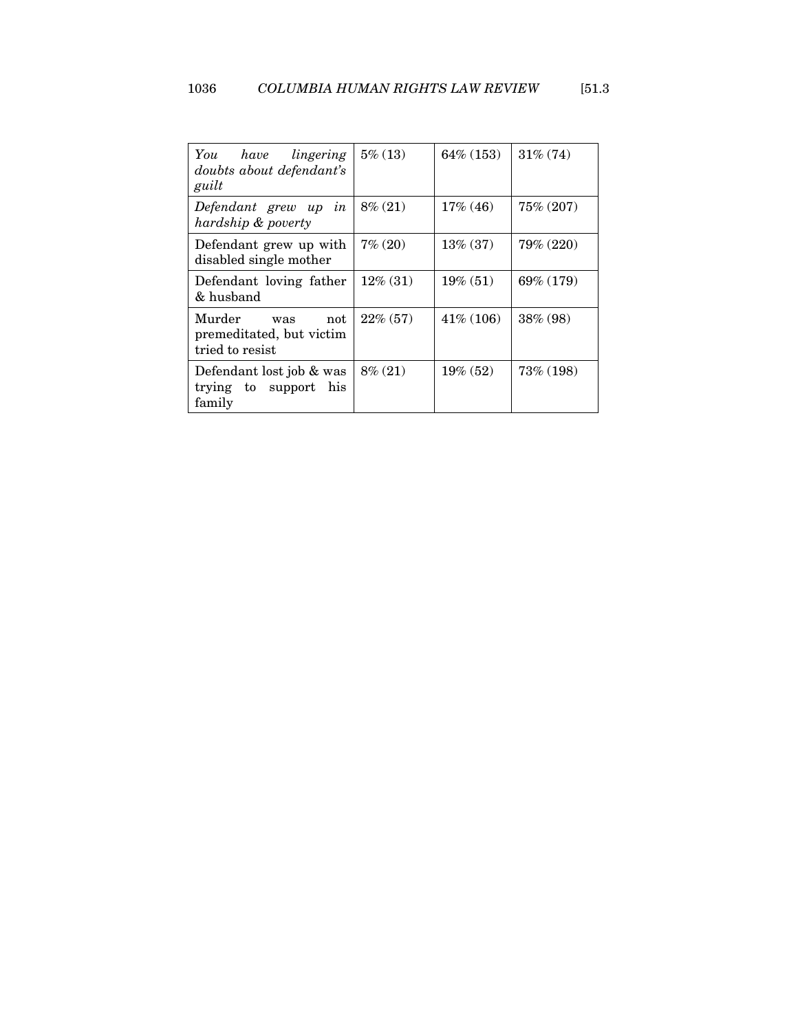| | | | |
|---|---|---|---|
| *You have lingering doubts about defendant's guilt* | 5% (13) | 64% (153) | 31% (74) |
| *Defendant grew up in hardship & poverty* | 8% (21) | 17% (46) | 75% (207) |
| Defendant grew up with disabled single mother | 7% (20) | 13% (37) | 79% (220) |
| Defendant loving father & husband | 12% (31) | 19% (51) | 69% (179) |
| Murder was not premeditated, but victim tried to resist | 22% (57) | 41% (106) | 38% (98) |
| Defendant lost job & was trying to support his family | 8% (21) | 19% (52) | 73% (198) |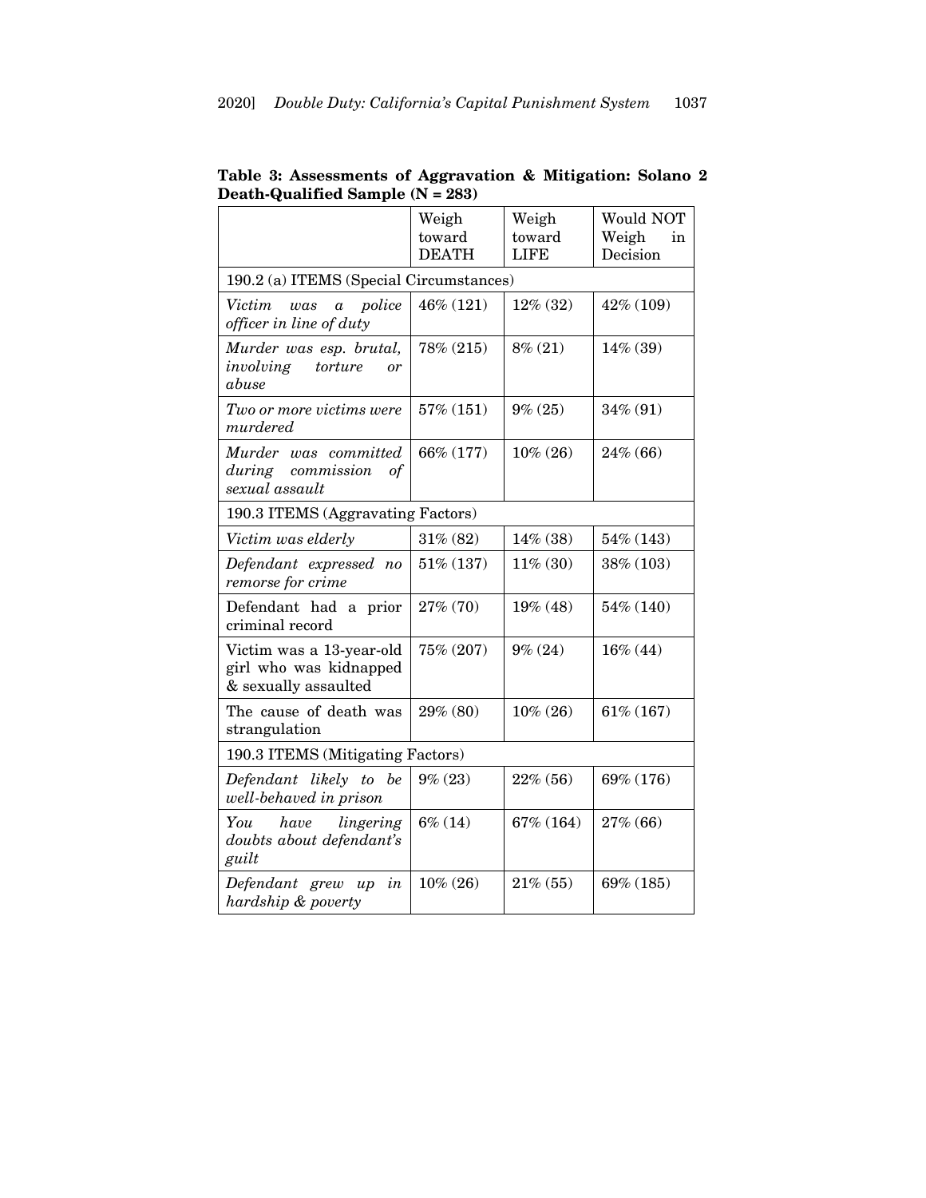**Table 3: Assessments of Aggravation & Mitigation: Solano 2 Death-Qualified Sample (N = 283)**

| | Weigh toward DEATH | Weigh toward LIFE | Would NOT Weigh in Decision |
|---|---|---|---|
| 190.2 (a) ITEMS (Special Circumstances) | | | |
| *Victim was a police officer in line of duty* | 46% (121) | 12% (32) | 42% (109) |
| *Murder was esp. brutal, involving torture or abuse* | 78% (215) | 8% (21) | 14% (39) |
| *Two or more victims were murdered* | 57% (151) | 9% (25) | 34% (91) |
| *Murder was committed during commission of sexual assault* | 66% (177) | 10% (26) | 24% (66) |
| 190.3 ITEMS (Aggravating Factors) | | | |
| *Victim was elderly* | 31% (82) | 14% (38) | 54% (143) |
| *Defendant expressed no remorse for crime* | 51% (137) | 11% (30) | 38% (103) |
| Defendant had a prior criminal record | 27% (70) | 19% (48) | 54% (140) |
| Victim was a 13-year-old girl who was kidnapped & sexually assaulted | 75% (207) | 9% (24) | 16% (44) |
| The cause of death was strangulation | 29% (80) | 10% (26) | 61% (167) |
| 190.3 ITEMS (Mitigating Factors) | | | |
| *Defendant likely to be well-behaved in prison* | 9% (23) | 22% (56) | 69% (176) |
| *You have lingering doubts about defendant's guilt* | 6% (14) | 67% (164) | 27% (66) |
| *Defendant grew up in hardship & poverty* | 10% (26) | 21% (55) | 69% (185) |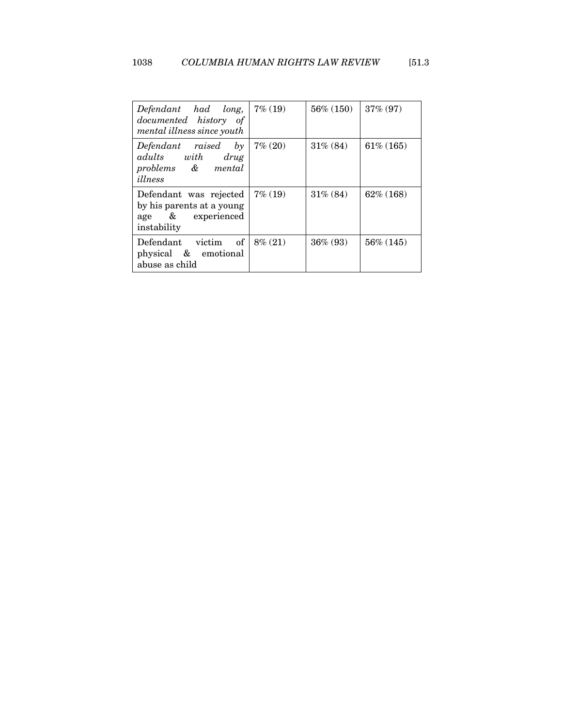| | | | |
|---|---|---|---|
| *Defendant had long, documented history of mental illness since youth* | 7% (19) | 56% (150) | 37% (97) |
| *Defendant raised by adults with drug problems & mental illness* | 7% (20) | 31% (84) | 61% (165) |
| Defendant was rejected by his parents at a young age & experienced instability | 7% (19) | 31% (84) | 62% (168) |
| Defendant victim of physical & emotional abuse as child | 8% (21) | 36% (93) | 56% (145) |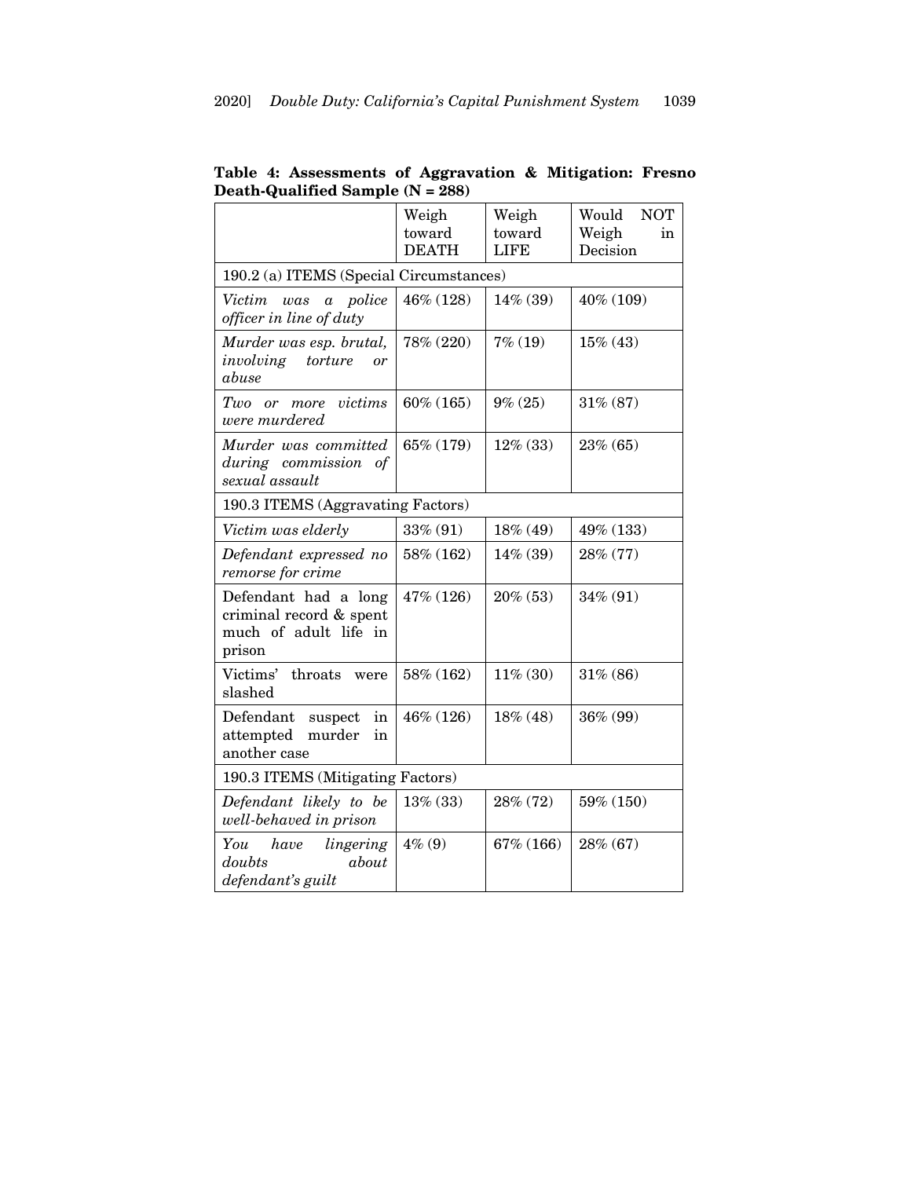**Table 4: Assessments of Aggravation & Mitigation: Fresno Death-Qualified Sample (N = 288)**

| | Weigh toward DEATH | Weigh toward LIFE | Would NOT Weigh in Decision |
|---|---|---|---|
| 190.2 (a) ITEMS (Special Circumstances) | | | |
| *Victim was a police officer in line of duty* | 46% (128) | 14% (39) | 40% (109) |
| *Murder was esp. brutal, involving torture or abuse* | 78% (220) | 7% (19) | 15% (43) |
| *Two or more victims were murdered* | 60% (165) | 9% (25) | 31% (87) |
| *Murder was committed during commission of sexual assault* | 65% (179) | 12% (33) | 23% (65) |
| 190.3 ITEMS (Aggravating Factors) | | | |
| *Victim was elderly* | 33% (91) | 18% (49) | 49% (133) |
| *Defendant expressed no remorse for crime* | 58% (162) | 14% (39) | 28% (77) |
| Defendant had a long criminal record & spent much of adult life in prison | 47% (126) | 20% (53) | 34% (91) |
| Victims' throats were slashed | 58% (162) | 11% (30) | 31% (86) |
| Defendant suspect in attempted murder in another case | 46% (126) | 18% (48) | 36% (99) |
| 190.3 ITEMS (Mitigating Factors) | | | |
| *Defendant likely to be well-behaved in prison* | 13% (33) | 28% (72) | 59% (150) |
| *You have lingering doubts about defendant's guilt* | 4% (9) | 67% (166) | 28% (67) |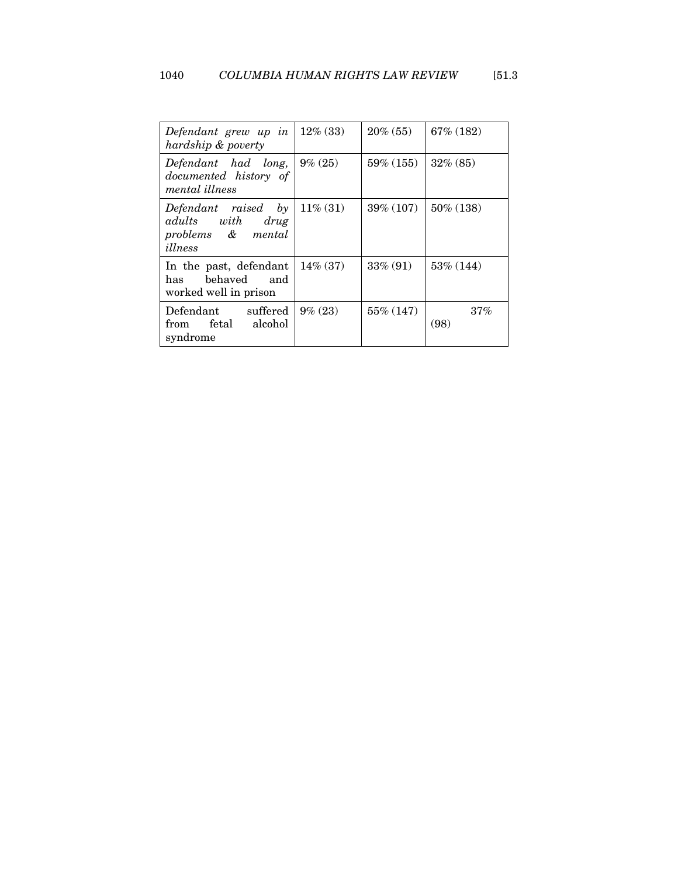| | | | |
|---|---|---|---|
| *Defendant grew up in hardship & poverty* | 12% (33) | 20% (55) | 67% (182) |
| *Defendant had long, documented history of mental illness* | 9% (25) | 59% (155) | 32% (85) |
| *Defendant raised by adults with drug problems & mental illness* | 11% (31) | 39% (107) | 50% (138) |
| In the past, defendant has behaved and worked well in prison | 14% (37) | 33% (91) | 53% (144) |
| Defendant suffered from fetal alcohol syndrome | 9% (23) | 55% (147) | 37% (98) |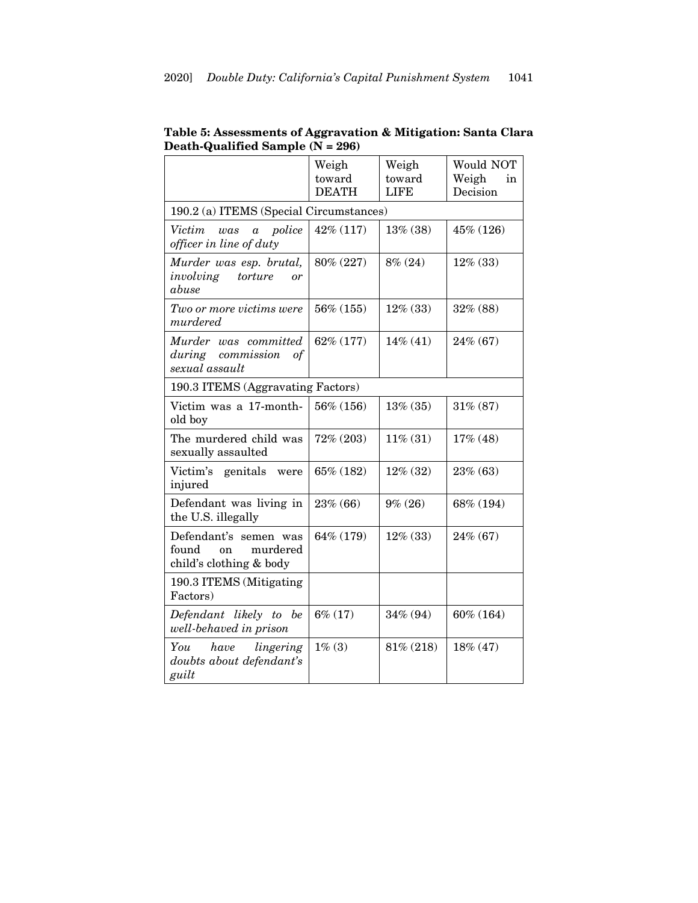**Table 5: Assessments of Aggravation & Mitigation: Santa Clara Death-Qualified Sample (N = 296)**

| | Weigh toward DEATH | Weigh toward LIFE | Would NOT Weigh in Decision |
|---|---|---|---|
| 190.2 (a) ITEMS (Special Circumstances) | | | |
| *Victim was a police officer in line of duty* | 42% (117) | 13% (38) | 45% (126) |
| *Murder was esp. brutal, involving torture or abuse* | 80% (227) | 8% (24) | 12% (33) |
| *Two or more victims were murdered* | 56% (155) | 12% (33) | 32% (88) |
| *Murder was committed during commission of sexual assault* | 62% (177) | 14% (41) | 24% (67) |
| 190.3 ITEMS (Aggravating Factors) | | | |
| Victim was a 17-month-old boy | 56% (156) | 13% (35) | 31% (87) |
| The murdered child was sexually assaulted | 72% (203) | 11% (31) | 17% (48) |
| Victim's genitals were injured | 65% (182) | 12% (32) | 23% (63) |
| Defendant was living in the U.S. illegally | 23% (66) | 9% (26) | 68% (194) |
| Defendant's semen was found on murdered child's clothing & body | 64% (179) | 12% (33) | 24% (67) |
| 190.3 ITEMS (Mitigating Factors) | | | |
| *Defendant likely to be well-behaved in prison* | 6% (17) | 34% (94) | 60% (164) |
| *You have lingering doubts about defendant's guilt* | 1% (3) | 81% (218) | 18% (47) |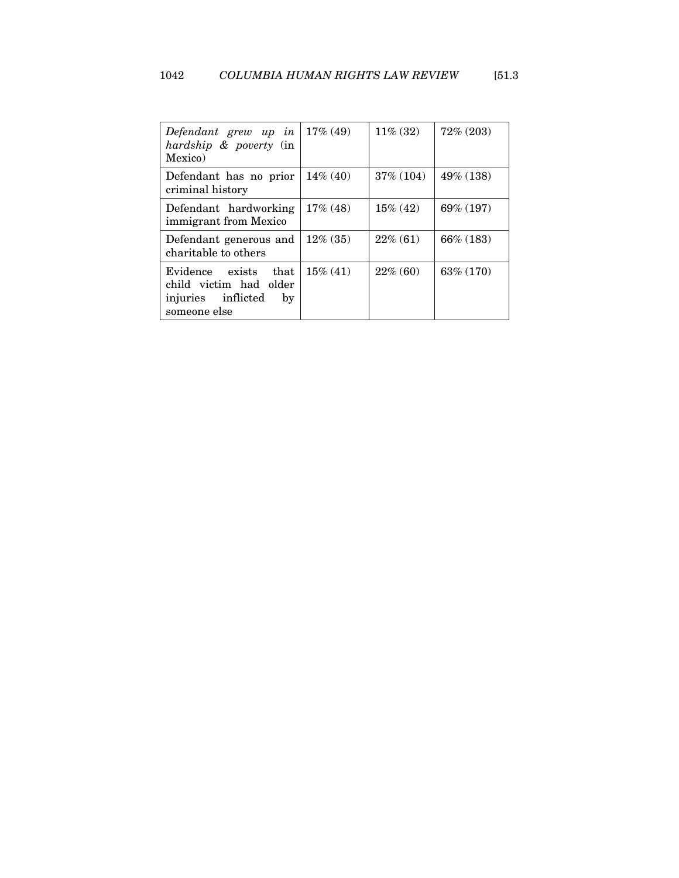| | | | |
|---|---|---|---|
| *Defendant grew up in hardship & poverty* (in Mexico) | 17% (49) | 11% (32) | 72% (203) |
| Defendant has no prior criminal history | 14% (40) | 37% (104) | 49% (138) |
| Defendant hardworking immigrant from Mexico | 17% (48) | 15% (42) | 69% (197) |
| Defendant generous and charitable to others | 12% (35) | 22% (61) | 66% (183) |
| Evidence exists that child victim had older injuries inflicted by someone else | 15% (41) | 22% (60) | 63% (170) |